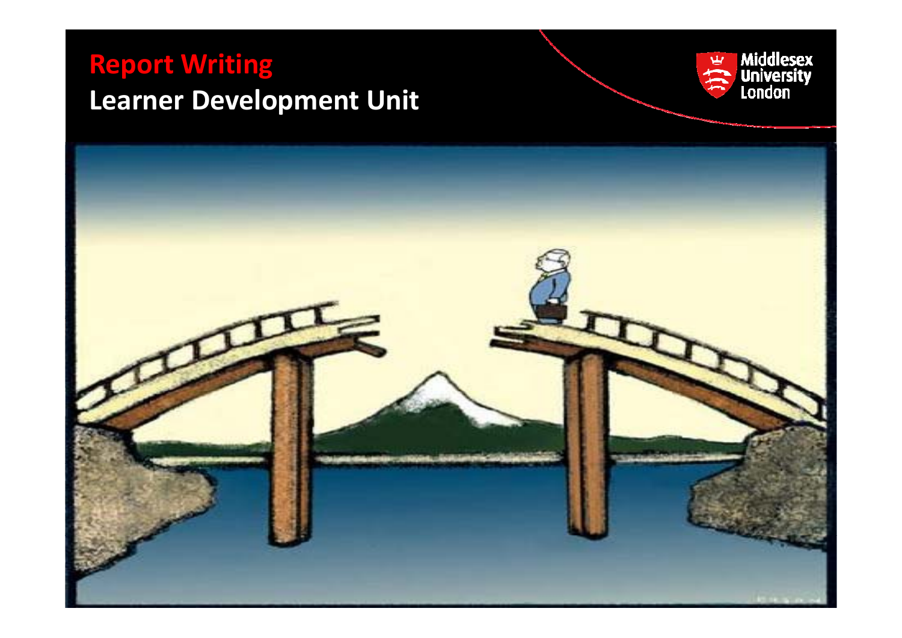# Report Writing

## Learner Development Unit

Middlesex University London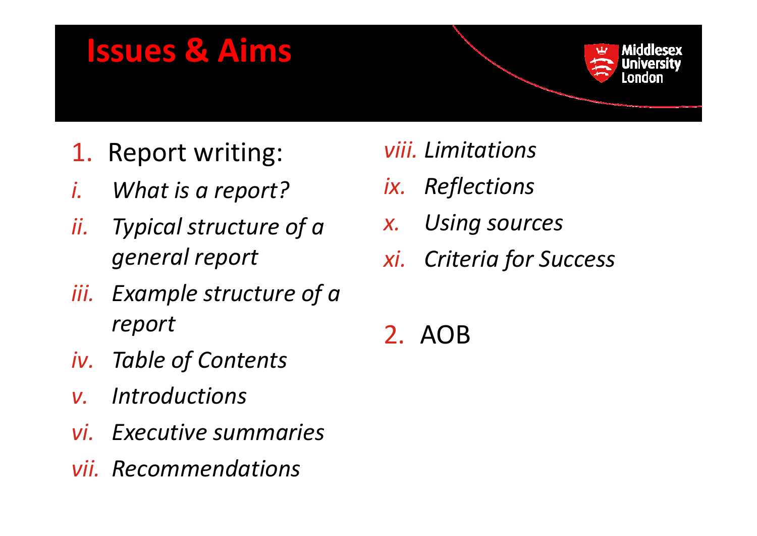# Issues & Aims

1. Report writing:
   - *i. What is a report?*
   - *ii. Typical structure of a general report*
   - *iii. Example structure of a report*
   - *iv. Table of Contents*
   - *v. Introductions*
   - *vi. Executive summaries*
   - *vii. Recommendations*
   - *viii. Limitations*
   - *ix. Reflections*
   - *x. Using sources*
   - *xi. Criteria for Success*

2. AOB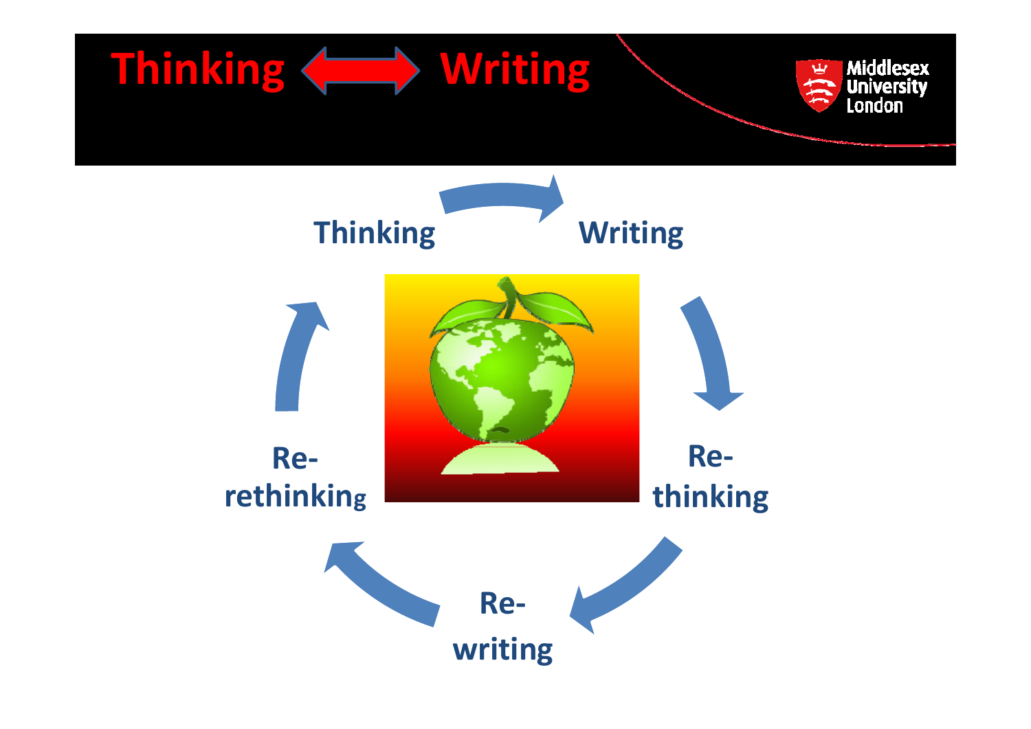# Thinking ⟺ Writing

Thinking → Writing → Re-thinking → Re-writing → Re-rethinking → Thinking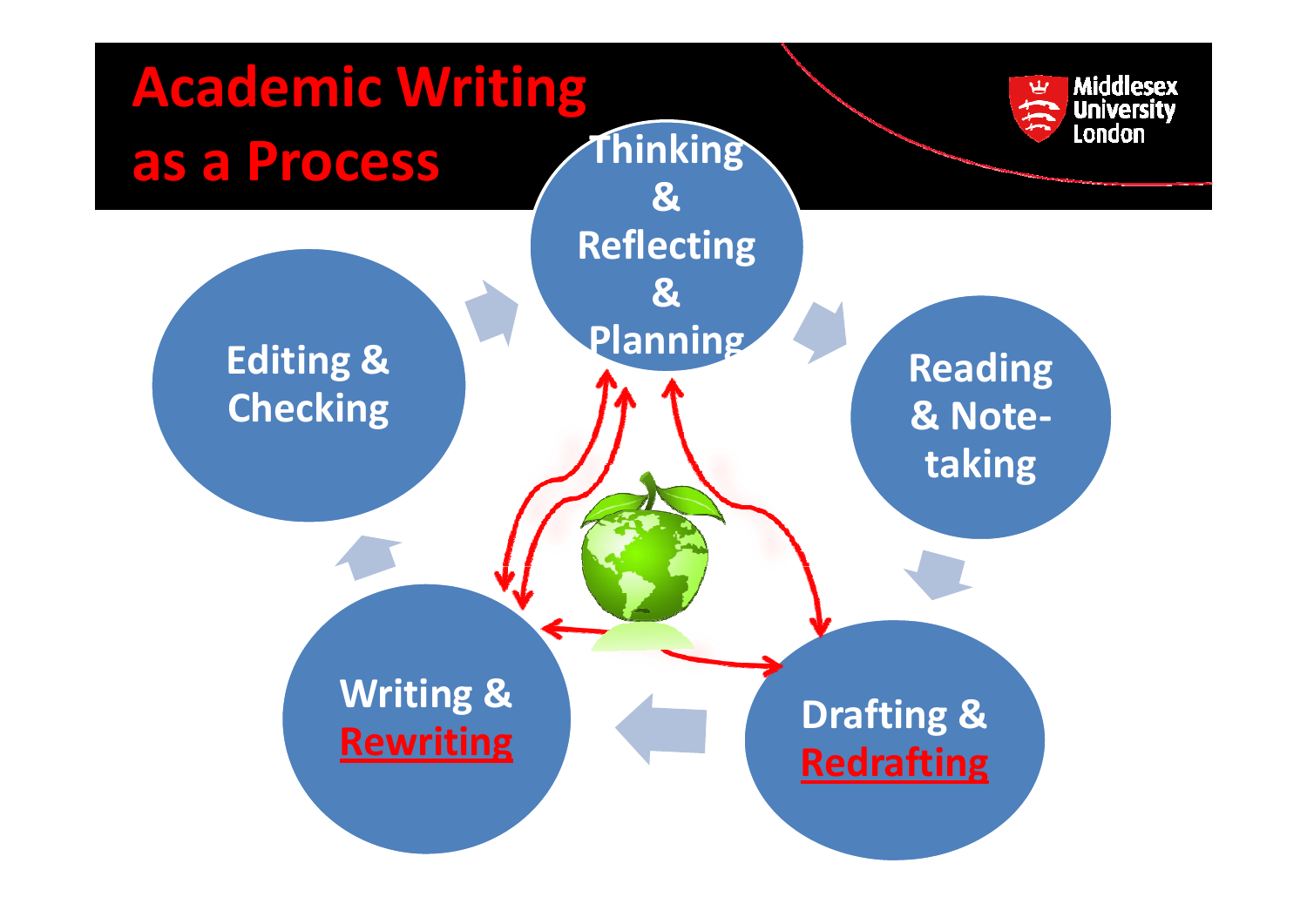# Academic Writing as a Process

- Thinking & Reflecting & Planning
- Reading & Note-taking
- Drafting & Redrafting
- Writing & Rewriting
- Editing & Checking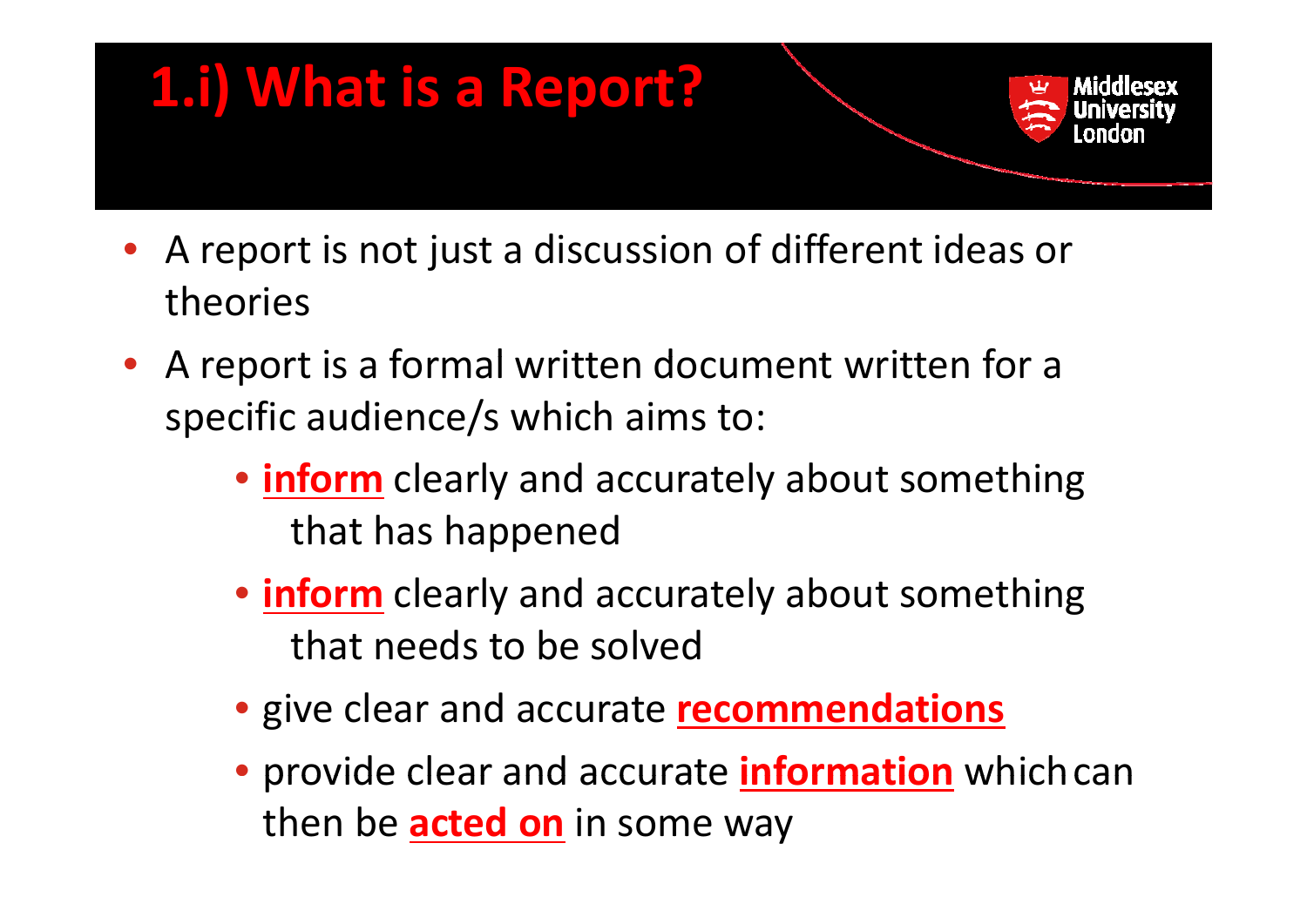# 1.i) What is a Report?

- A report is not just a discussion of different ideas or theories
- A report is a formal written document written for a specific audience/s which aims to:
  - **inform** clearly and accurately about something that has happened
  - **inform** clearly and accurately about something that needs to be solved
  - give clear and accurate **recommendations**
  - provide clear and accurate **information** which can then be **acted on** in some way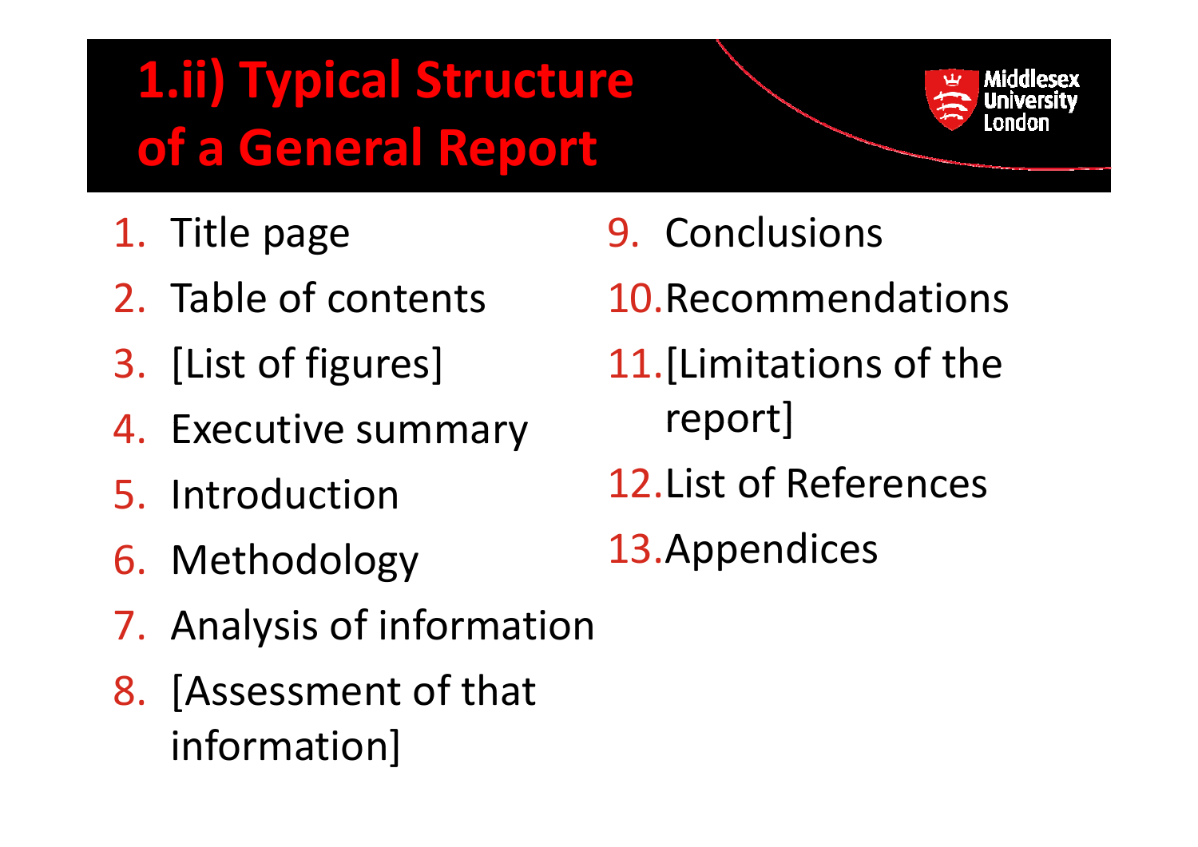# 1.ii) Typical Structure of a General Report

1. Title page
2. Table of contents
3. [List of figures]
4. Executive summary
5. Introduction
6. Methodology
7. Analysis of information
8. [Assessment of that information]
9. Conclusions
10. Recommendations
11. [Limitations of the report]
12. List of References
13. Appendices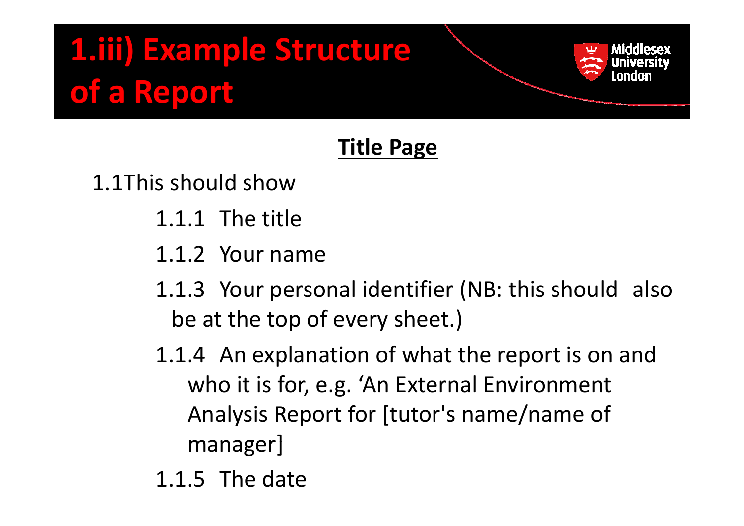# 1.iii) Example Structure of a Report

## Title Page

1.1This should show

- 1.1.1 The title
- 1.1.2 Your name
- 1.1.3 Your personal identifier (NB: this should also be at the top of every sheet.)
- 1.1.4 An explanation of what the report is on and who it is for, e.g. 'An External Environment Analysis Report for [tutor's name/name of manager]
- 1.1.5 The date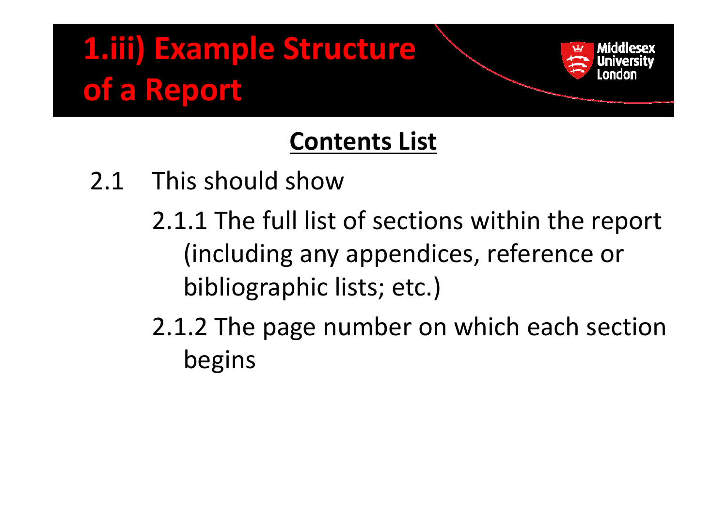# 1.iii) Example Structure of a Report

## Contents List

2.1 This should show

- 2.1.1 The full list of sections within the report (including any appendices, reference or bibliographic lists; etc.)
- 2.1.2 The page number on which each section begins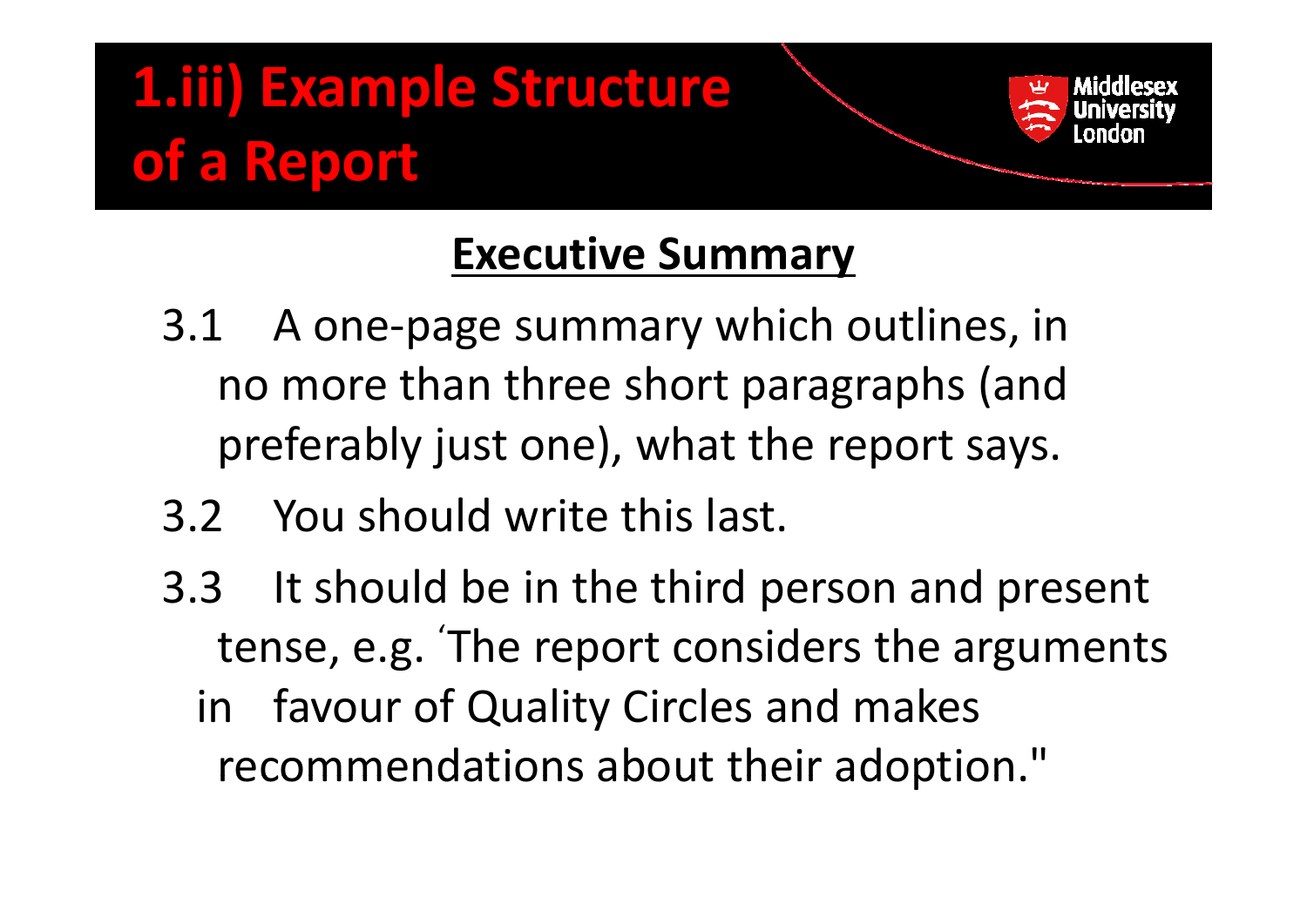# 1.iii) Example Structure of a Report

## Executive Summary

3.1 A one-page summary which outlines, in no more than three short paragraphs (and preferably just one), what the report says.

3.2 You should write this last.

3.3 It should be in the third person and present tense, e.g. 'The report considers the arguments in favour of Quality Circles and makes recommendations about their adoption."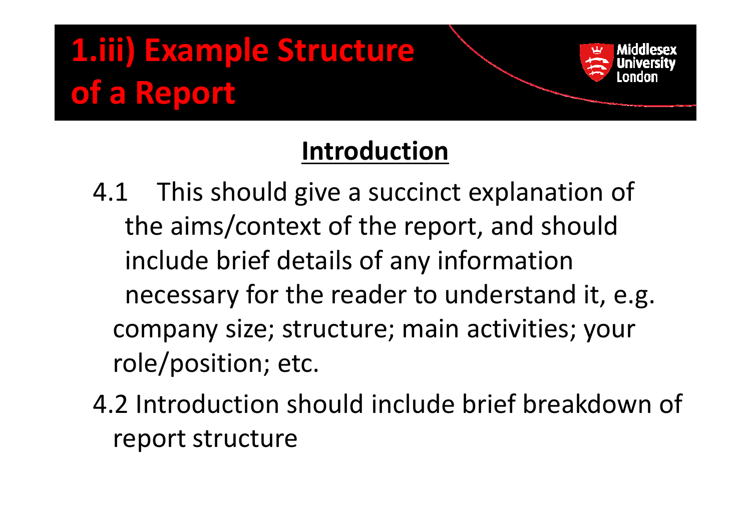# 1.iii) Example Structure of a Report

## Introduction

4.1 This should give a succinct explanation of the aims/context of the report, and should include brief details of any information necessary for the reader to understand it, e.g. company size; structure; main activities; your role/position; etc.

4.2 Introduction should include brief breakdown of report structure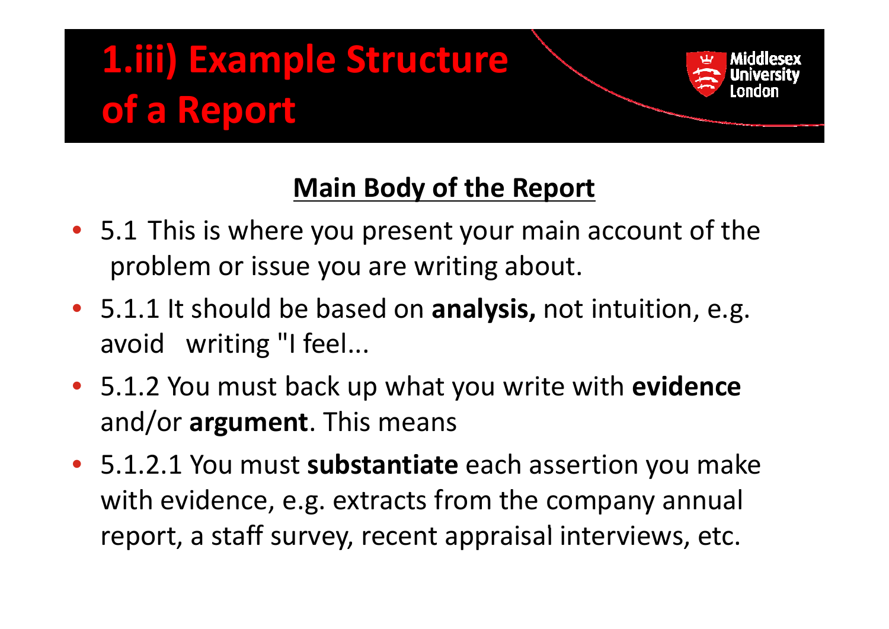# 1.iii) Example Structure of a Report

## Main Body of the Report

- 5.1 This is where you present your main account of the problem or issue you are writing about.
- 5.1.1 It should be based on **analysis,** not intuition, e.g. avoid writing "I feel...
- 5.1.2 You must back up what you write with **evidence** and/or **argument**. This means
- 5.1.2.1 You must **substantiate** each assertion you make with evidence, e.g. extracts from the company annual report, a staff survey, recent appraisal interviews, etc.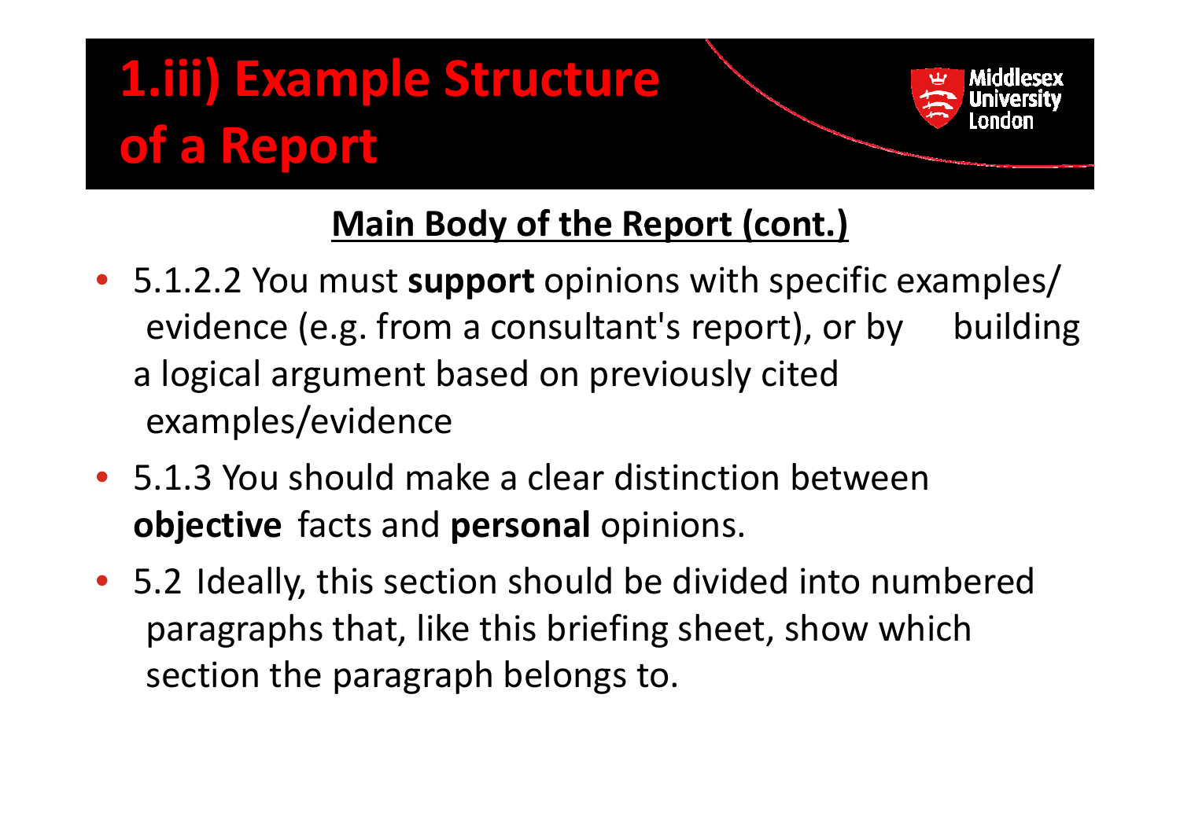# 1.iii) Example Structure of a Report

## Main Body of the Report (cont.)

- 5.1.2.2 You must **support** opinions with specific examples/ evidence (e.g. from a consultant's report), or by building a logical argument based on previously cited examples/evidence
- 5.1.3 You should make a clear distinction between **objective** facts and **personal** opinions.
- 5.2 Ideally, this section should be divided into numbered paragraphs that, like this briefing sheet, show which section the paragraph belongs to.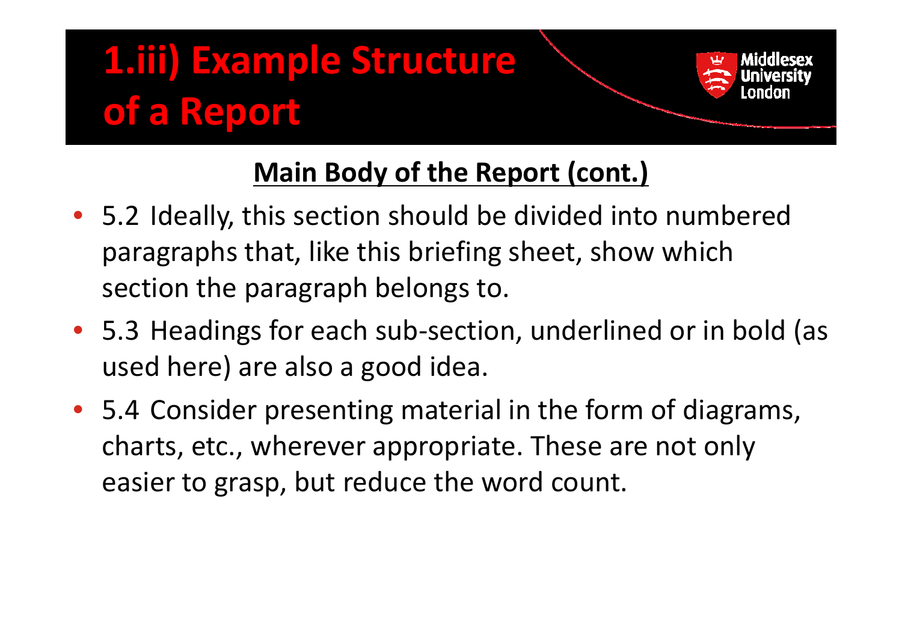# 1.iii) Example Structure of a Report

## Main Body of the Report (cont.)

- 5.2 Ideally, this section should be divided into numbered paragraphs that, like this briefing sheet, show which section the paragraph belongs to.
- 5.3 Headings for each sub-section, underlined or in bold (as used here) are also a good idea.
- 5.4 Consider presenting material in the form of diagrams, charts, etc., wherever appropriate. These are not only easier to grasp, but reduce the word count.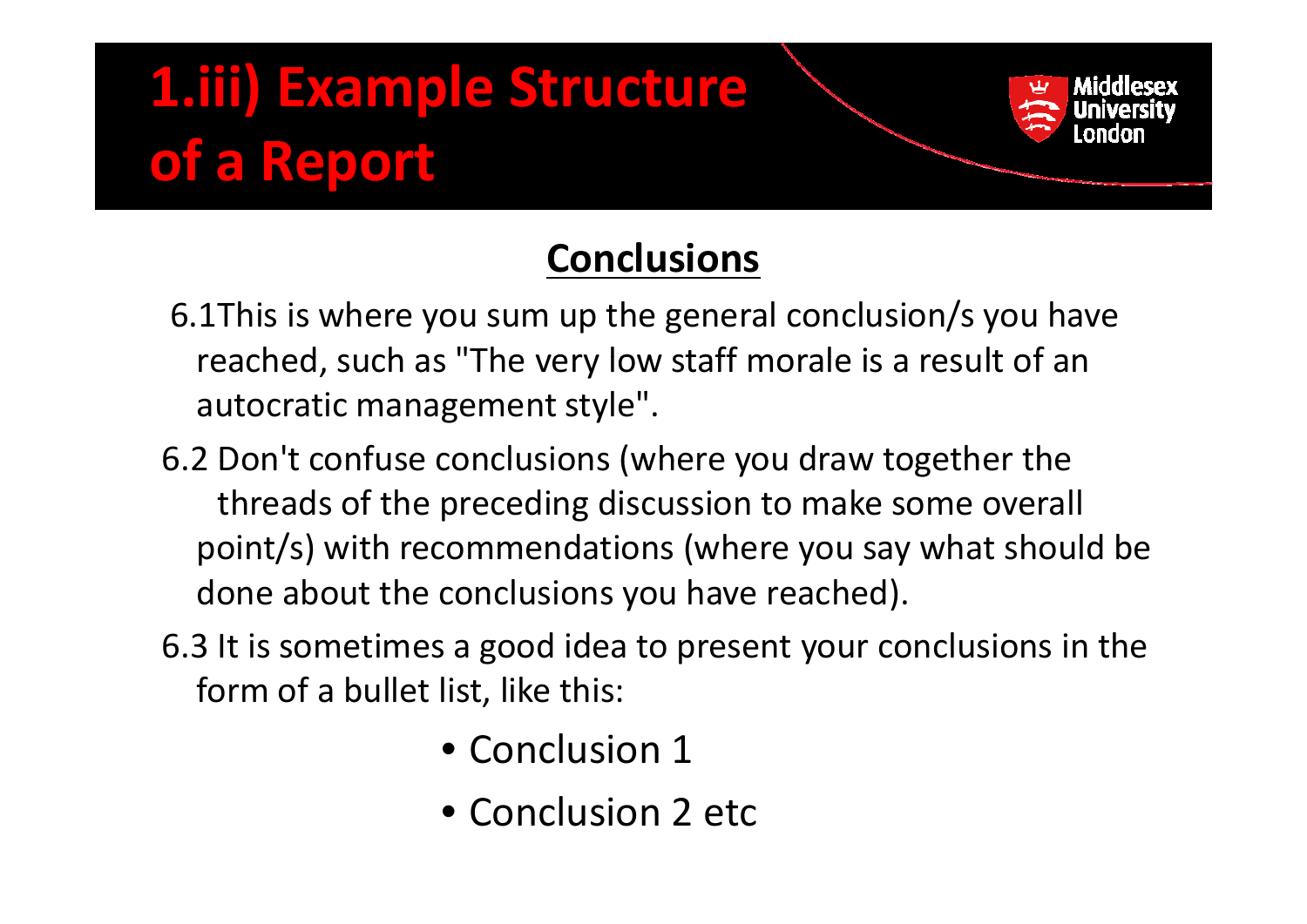# 1.iii) Example Structure of a Report

## Conclusions

6.1This is where you sum up the general conclusion/s you have reached, such as "The very low staff morale is a result of an autocratic management style".

6.2 Don't confuse conclusions (where you draw together the threads of the preceding discussion to make some overall point/s) with recommendations (where you say what should be done about the conclusions you have reached).

6.3 It is sometimes a good idea to present your conclusions in the form of a bullet list, like this:

- Conclusion 1
- Conclusion 2 etc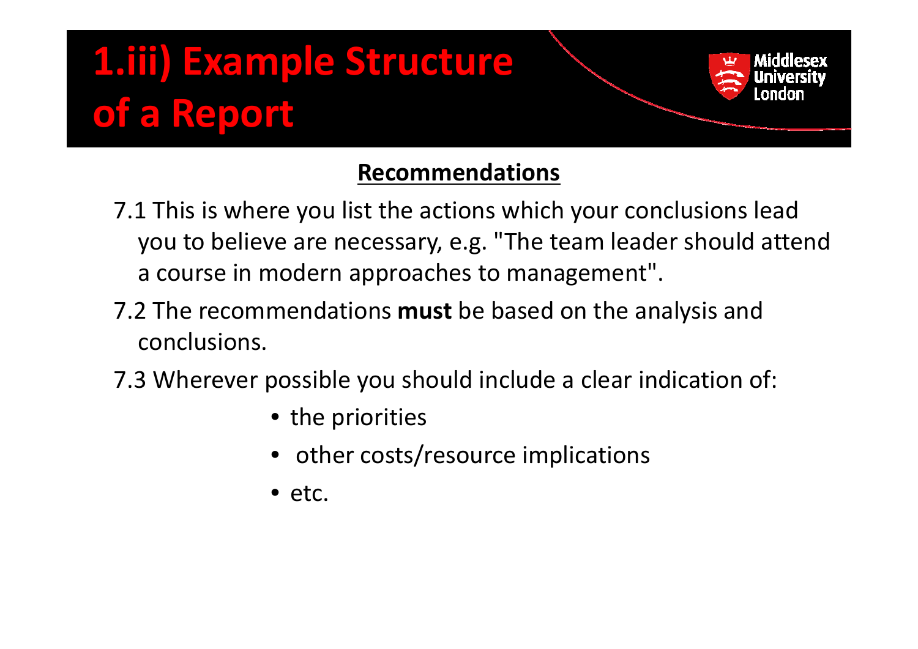# 1.iii) Example Structure of a Report

## Recommendations

7.1 This is where you list the actions which your conclusions lead you to believe are necessary, e.g. "The team leader should attend a course in modern approaches to management".

7.2 The recommendations **must** be based on the analysis and conclusions.

7.3 Wherever possible you should include a clear indication of:

- the priorities
- other costs/resource implications
- etc.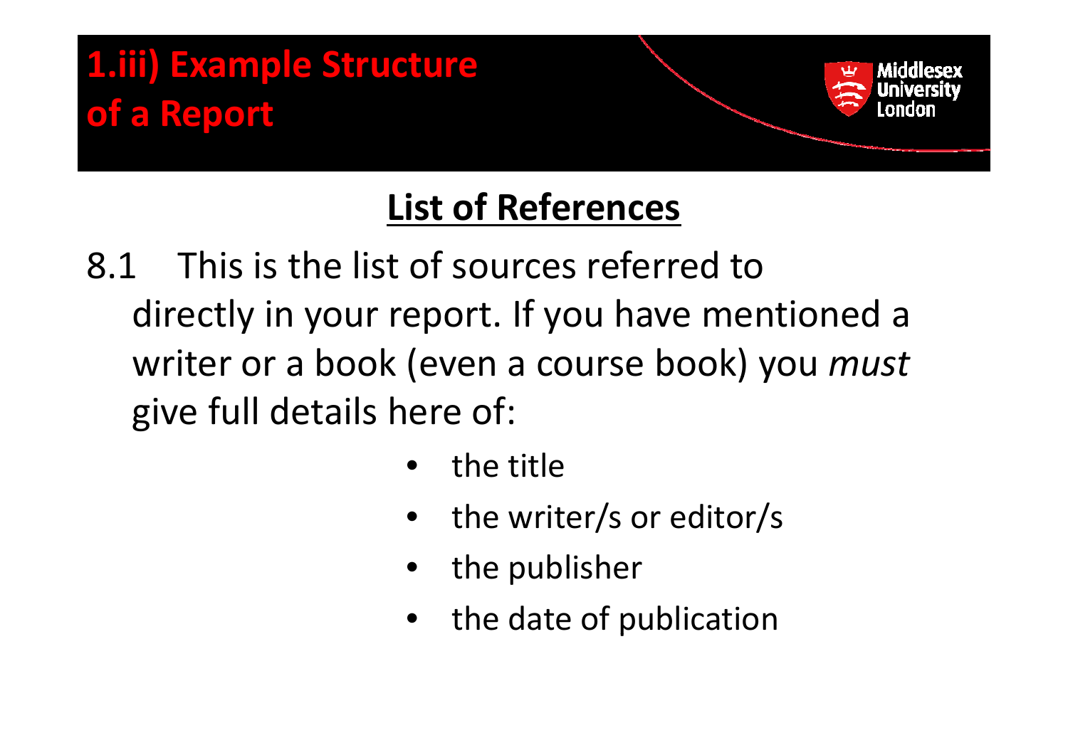# 1.iii) Example Structure of a Report

## List of References

8.1 This is the list of sources referred to directly in your report. If you have mentioned a writer or a book (even a course book) you *must* give full details here of:

- the title
- the writer/s or editor/s
- the publisher
- the date of publication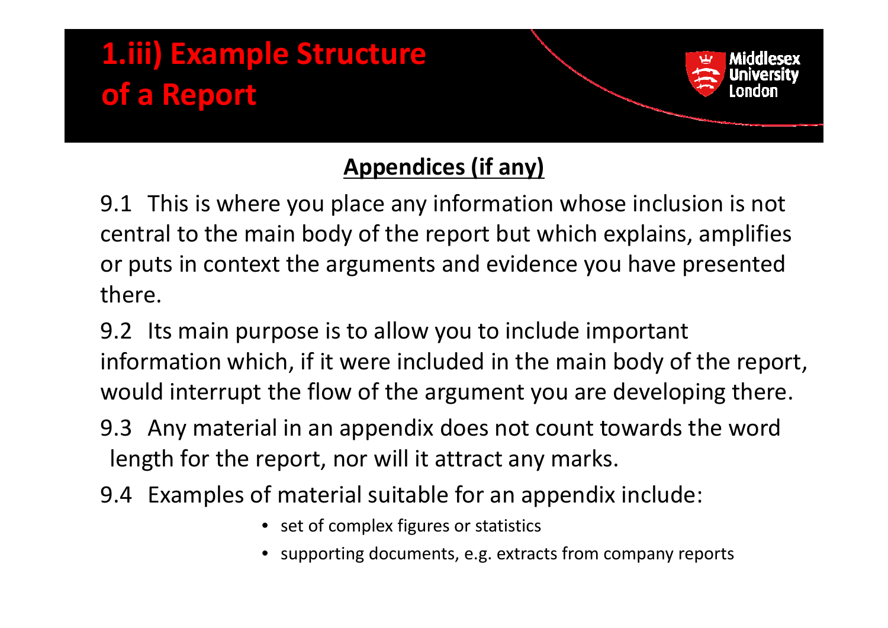# 1.iii) Example Structure of a Report

## Appendices (if any)

9.1 This is where you place any information whose inclusion is not central to the main body of the report but which explains, amplifies or puts in context the arguments and evidence you have presented there.

9.2 Its main purpose is to allow you to include important information which, if it were included in the main body of the report, would interrupt the flow of the argument you are developing there.

9.3 Any material in an appendix does not count towards the word length for the report, nor will it attract any marks.

9.4 Examples of material suitable for an appendix include:

- set of complex figures or statistics
- supporting documents, e.g. extracts from company reports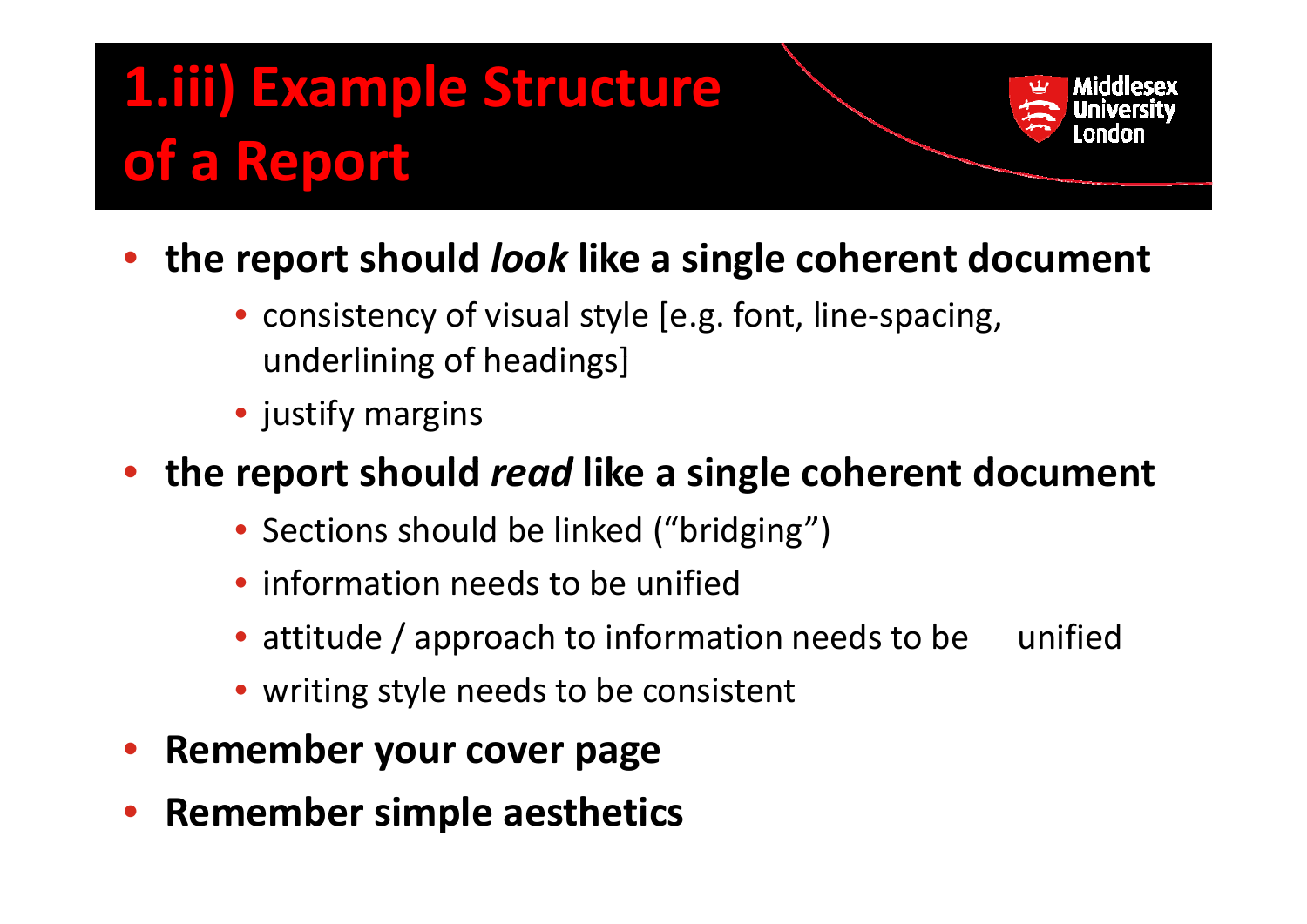# 1.iii) Example Structure of a Report

- **the report should *look* like a single coherent document**
  - consistency of visual style [e.g. font, line-spacing, underlining of headings]
  - justify margins
- **the report should *read* like a single coherent document**
  - Sections should be linked (“bridging”)
  - information needs to be unified
  - attitude / approach to information needs to be unified
  - writing style needs to be consistent
- **Remember your cover page**
- **Remember simple aesthetics**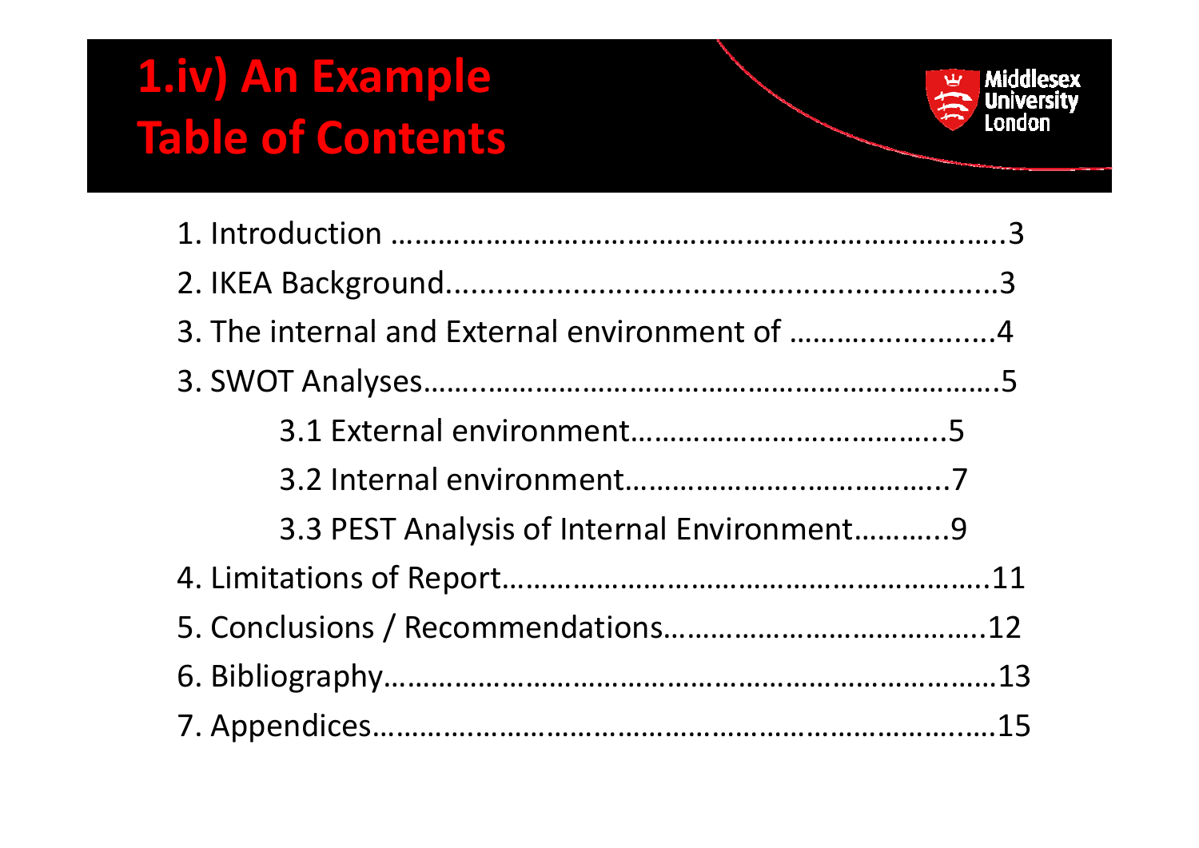# 1.iv) An Example Table of Contents

1. Introduction ………………………………………………………………….3
2. IKEA Background.............................................................3
3. The internal and External environment of ……………........4
3. SWOT Analyses……...……………………………………….………….5
    - 3.1 External environment………………………………..5
    - 3.2 Internal environment…………………..……………..7
    - 3.3 PEST Analysis of Internal Environment………..9
4. Limitations of Report…………………………………………………11
5. Conclusions / Recommendations……………………………….12
6. Bibliography……………………………………………………………13
7. Appendices………………………………………………………….…15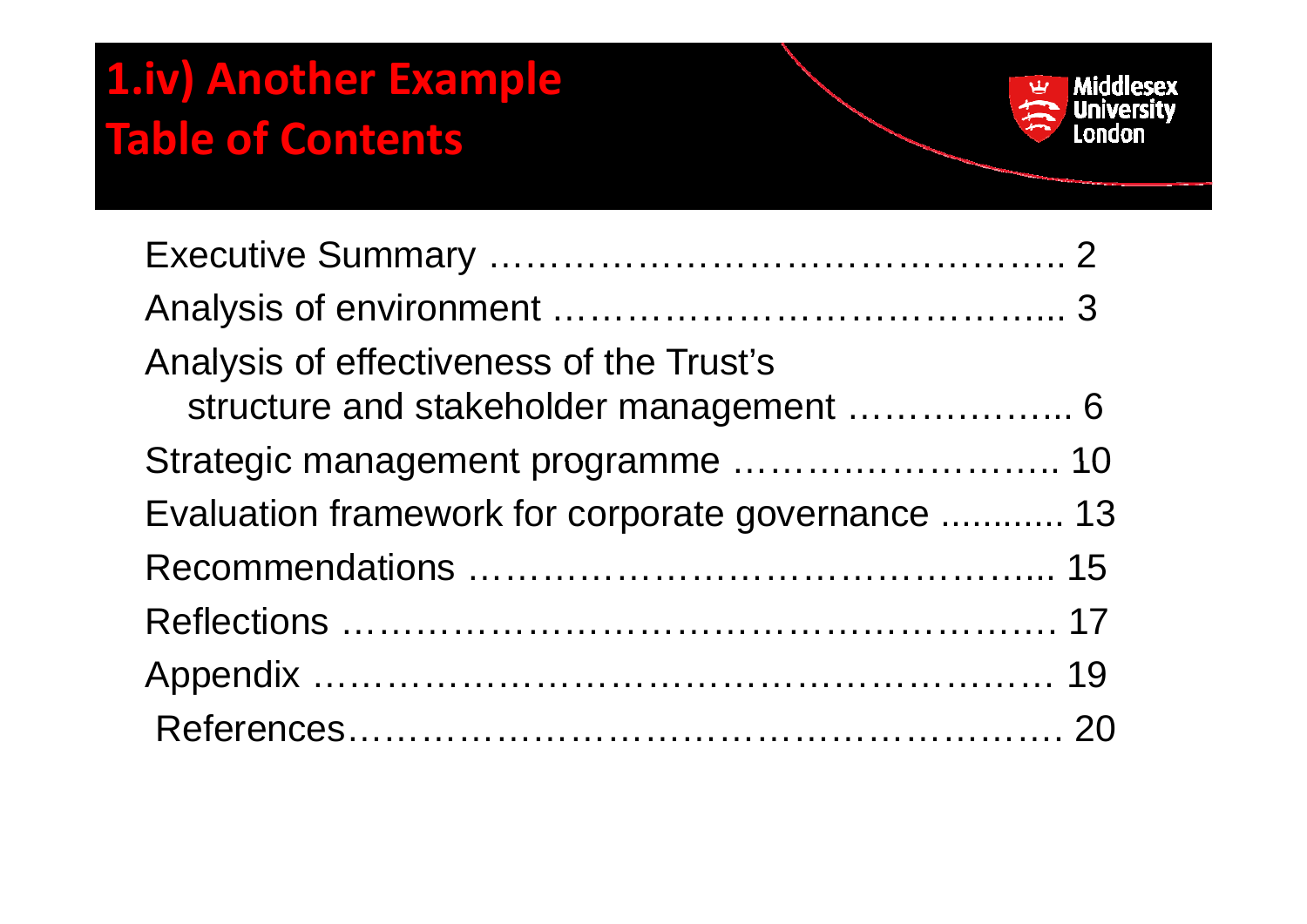# 1.iv) Another Example Table of Contents

Executive Summary ………………………………………….. 2

Analysis of environment …………………………………..... 3

Analysis of effectiveness of the Trust's
structure and stakeholder management ……………….. 6

Strategic management programme ……………………. 10

Evaluation framework for corporate governance ............ 13

Recommendations ………………………………………..... 15

Reflections ………………………………………………….. 17

Appendix …………………………………………………… 19

References………………………………………………… 20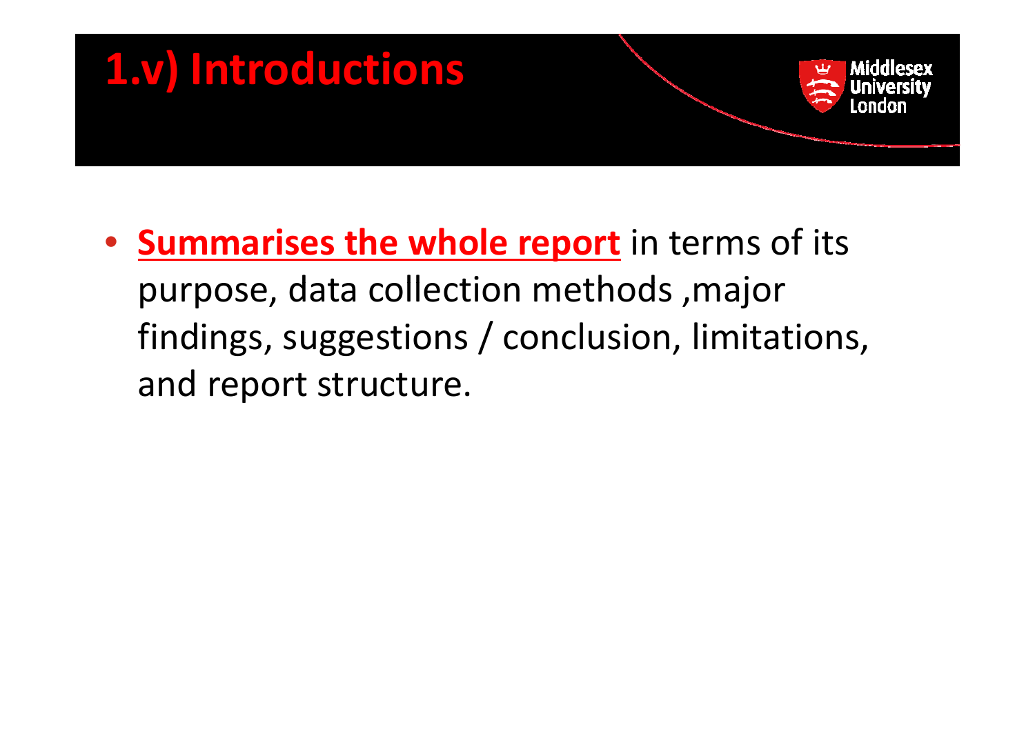# 1.v) Introductions

- **<u>Summarises the whole report</u>** in terms of its purpose, data collection methods ,major findings, suggestions / conclusion, limitations, and report structure.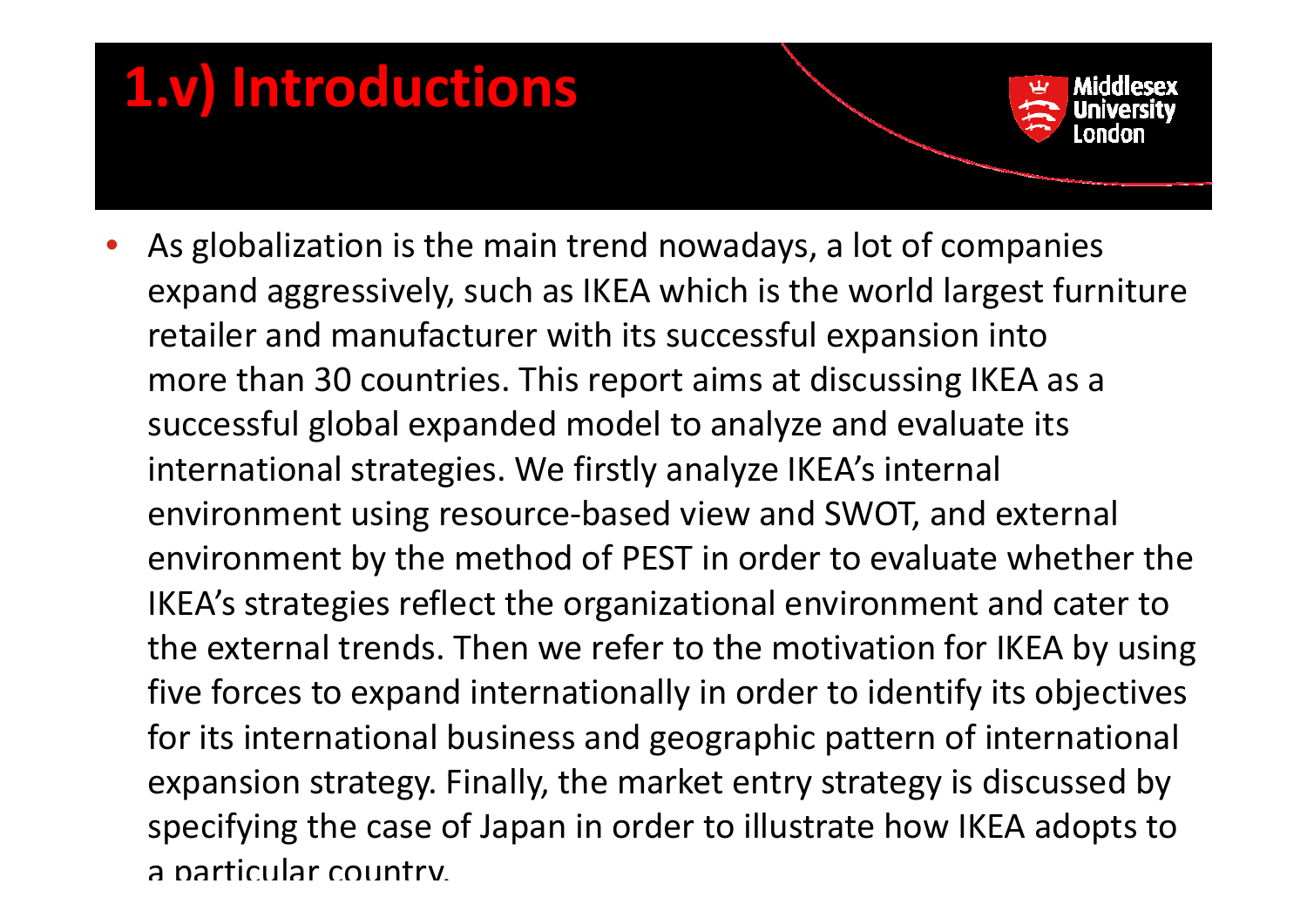# 1.v) Introductions

- As globalization is the main trend nowadays, a lot of companies expand aggressively, such as IKEA which is the world largest furniture retailer and manufacturer with its successful expansion into more than 30 countries. This report aims at discussing IKEA as a successful global expanded model to analyze and evaluate its international strategies. We firstly analyze IKEA's internal environment using resource-based view and SWOT, and external environment by the method of PEST in order to evaluate whether the IKEA's strategies reflect the organizational environment and cater to the external trends. Then we refer to the motivation for IKEA by using five forces to expand internationally in order to identify its objectives for its international business and geographic pattern of international expansion strategy. Finally, the market entry strategy is discussed by specifying the case of Japan in order to illustrate how IKEA adopts to a particular country.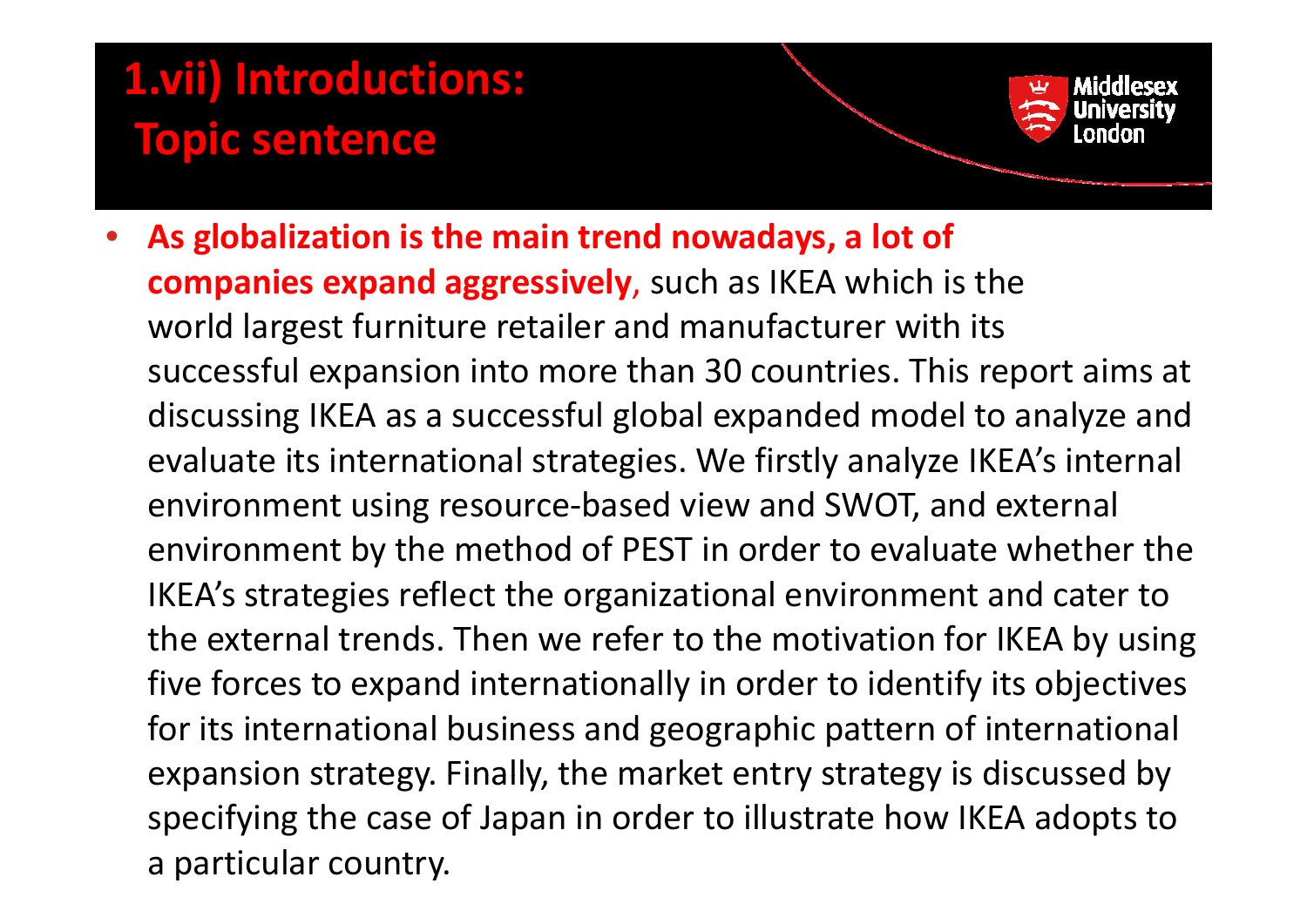# 1.vii) Introductions: Topic sentence

- **As globalization is the main trend nowadays, a lot of companies expand aggressively**, such as IKEA which is the world largest furniture retailer and manufacturer with its successful expansion into more than 30 countries. This report aims at discussing IKEA as a successful global expanded model to analyze and evaluate its international strategies. We firstly analyze IKEA's internal environment using resource-based view and SWOT, and external environment by the method of PEST in order to evaluate whether the IKEA's strategies reflect the organizational environment and cater to the external trends. Then we refer to the motivation for IKEA by using five forces to expand internationally in order to identify its objectives for its international business and geographic pattern of international expansion strategy. Finally, the market entry strategy is discussed by specifying the case of Japan in order to illustrate how IKEA adopts to a particular country.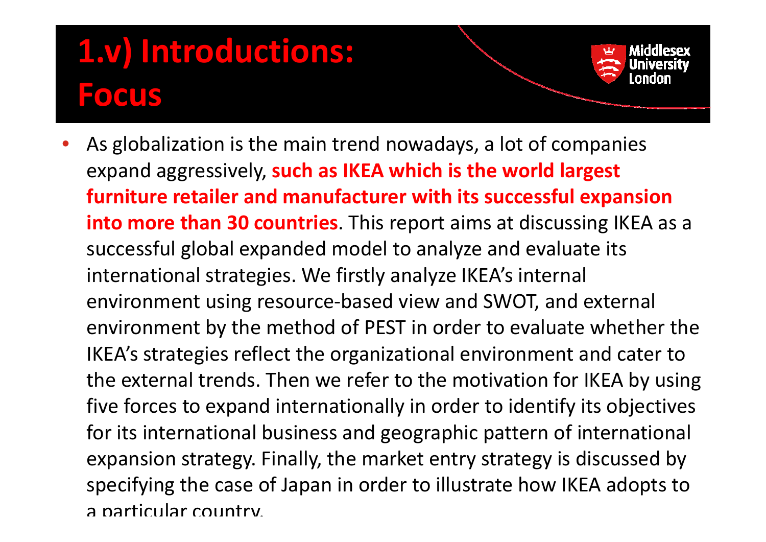# 1.v) Introductions: Focus

- As globalization is the main trend nowadays, a lot of companies expand aggressively, **such as IKEA which is the world largest furniture retailer and manufacturer with its successful expansion into more than 30 countries**. This report aims at discussing IKEA as a successful global expanded model to analyze and evaluate its international strategies. We firstly analyze IKEA's internal environment using resource-based view and SWOT, and external environment by the method of PEST in order to evaluate whether the IKEA's strategies reflect the organizational environment and cater to the external trends. Then we refer to the motivation for IKEA by using five forces to expand internationally in order to identify its objectives for its international business and geographic pattern of international expansion strategy. Finally, the market entry strategy is discussed by specifying the case of Japan in order to illustrate how IKEA adopts to a particular country.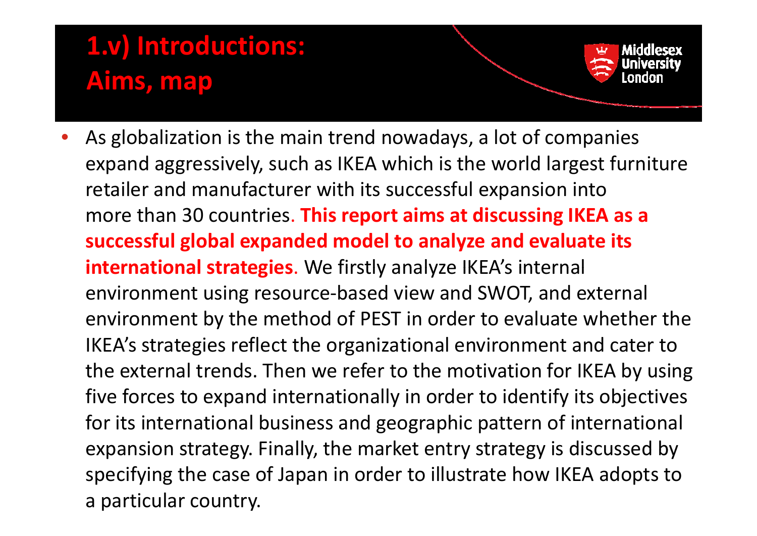# 1.v) Introductions: Aims, map

- As globalization is the main trend nowadays, a lot of companies expand aggressively, such as IKEA which is the world largest furniture retailer and manufacturer with its successful expansion into more than 30 countries. **This report aims at discussing IKEA as a successful global expanded model to analyze and evaluate its international strategies**. We firstly analyze IKEA's internal environment using resource-based view and SWOT, and external environment by the method of PEST in order to evaluate whether the IKEA's strategies reflect the organizational environment and cater to the external trends. Then we refer to the motivation for IKEA by using five forces to expand internationally in order to identify its objectives for its international business and geographic pattern of international expansion strategy. Finally, the market entry strategy is discussed by specifying the case of Japan in order to illustrate how IKEA adopts to a particular country.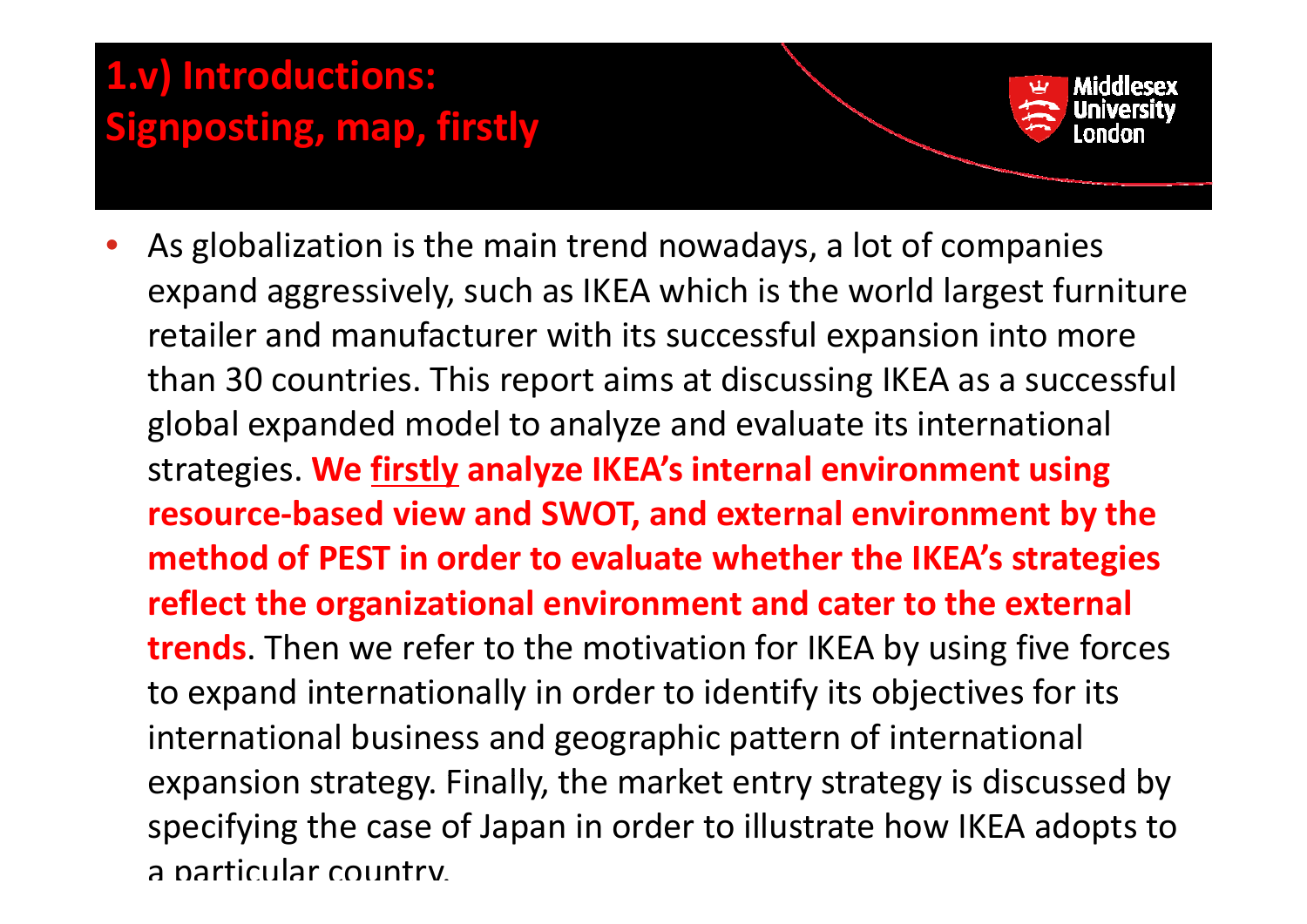# 1.v) Introductions: Signposting, map, firstly

- As globalization is the main trend nowadays, a lot of companies expand aggressively, such as IKEA which is the world largest furniture retailer and manufacturer with its successful expansion into more than 30 countries. This report aims at discussing IKEA as a successful global expanded model to analyze and evaluate its international strategies. **We <u>firstly</u> analyze IKEA's internal environment using resource-based view and SWOT, and external environment by the method of PEST in order to evaluate whether the IKEA's strategies reflect the organizational environment and cater to the external trends**. Then we refer to the motivation for IKEA by using five forces to expand internationally in order to identify its objectives for its international business and geographic pattern of international expansion strategy. Finally, the market entry strategy is discussed by specifying the case of Japan in order to illustrate how IKEA adopts to a particular country.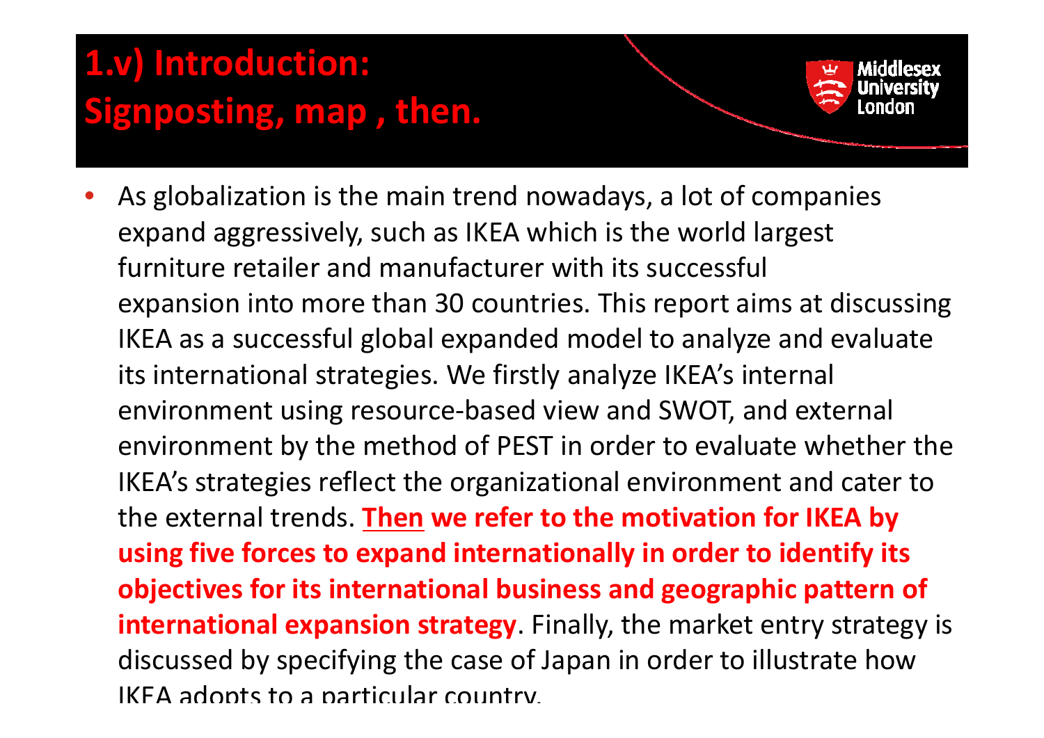# 1.v) Introduction: Signposting, map , then.

- As globalization is the main trend nowadays, a lot of companies expand aggressively, such as IKEA which is the world largest furniture retailer and manufacturer with its successful expansion into more than 30 countries. This report aims at discussing IKEA as a successful global expanded model to analyze and evaluate its international strategies. We firstly analyze IKEA's internal environment using resource-based view and SWOT, and external environment by the method of PEST in order to evaluate whether the IKEA's strategies reflect the organizational environment and cater to the external trends. **Then we refer to the motivation for IKEA by using five forces to expand internationally in order to identify its objectives for its international business and geographic pattern of international expansion strategy**. Finally, the market entry strategy is discussed by specifying the case of Japan in order to illustrate how IKEA adopts to a particular country.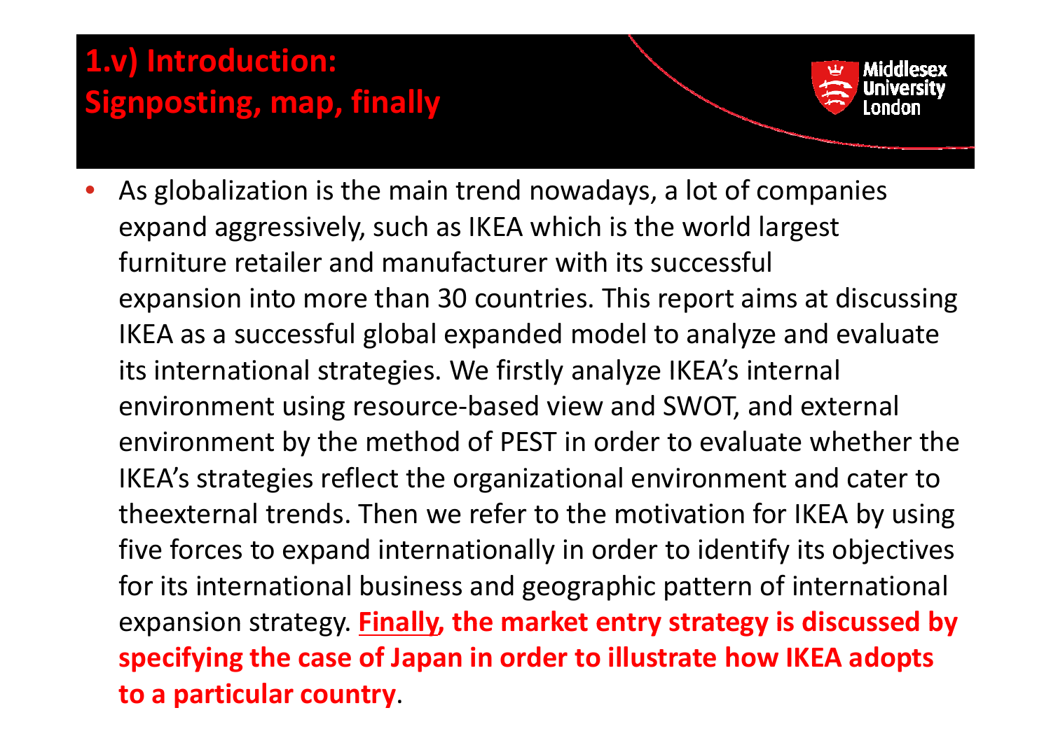# 1.v) Introduction: Signposting, map, finally

- As globalization is the main trend nowadays, a lot of companies expand aggressively, such as IKEA which is the world largest furniture retailer and manufacturer with its successful expansion into more than 30 countries. This report aims at discussing IKEA as a successful global expanded model to analyze and evaluate its international strategies. We firstly analyze IKEA's internal environment using resource-based view and SWOT, and external environment by the method of PEST in order to evaluate whether the IKEA's strategies reflect the organizational environment and cater to theexternal trends. Then we refer to the motivation for IKEA by using five forces to expand internationally in order to identify its objectives for its international business and geographic pattern of international expansion strategy. **Finally, the market entry strategy is discussed by specifying the case of Japan in order to illustrate how IKEA adopts to a particular country**.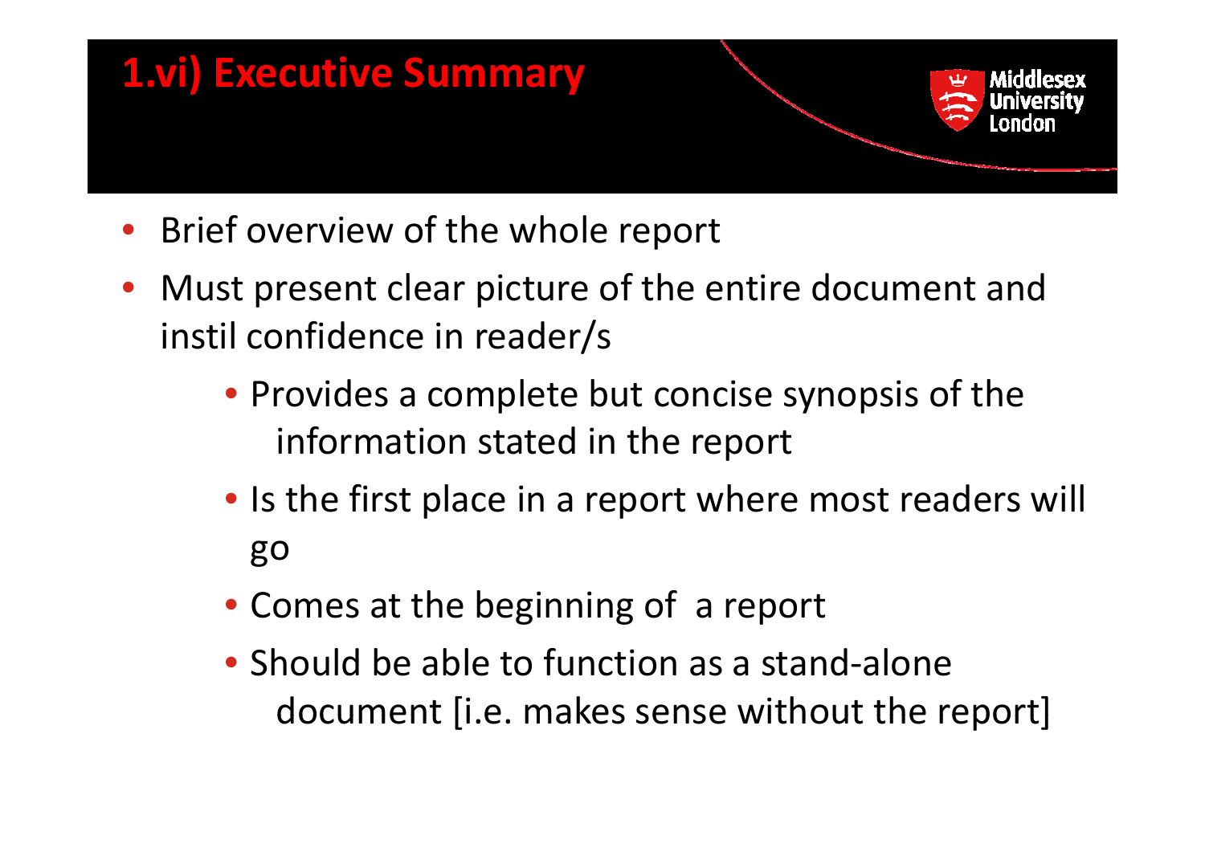# 1.vi) Executive Summary

- Brief overview of the whole report
- Must present clear picture of the entire document and instil confidence in reader/s
  - Provides a complete but concise synopsis of the information stated in the report
  - Is the first place in a report where most readers will go
  - Comes at the beginning of a report
  - Should be able to function as a stand-alone document [i.e. makes sense without the report]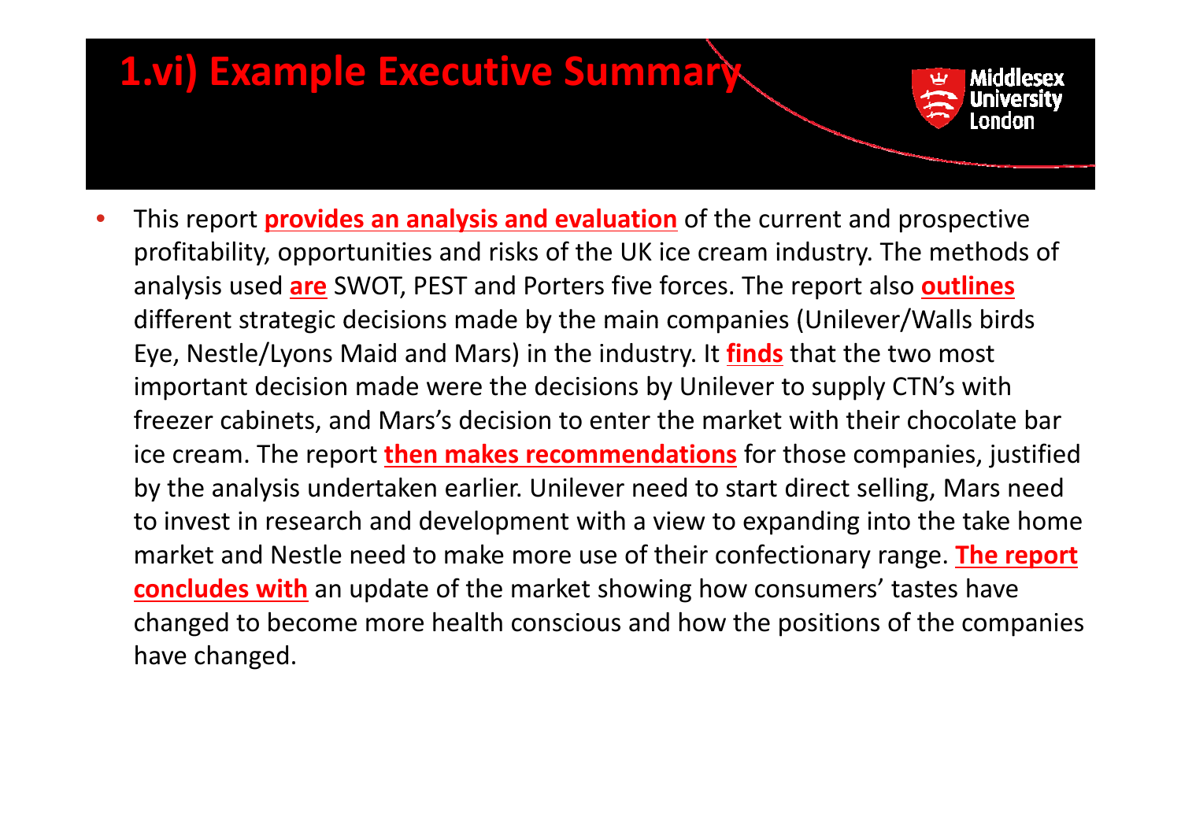# 1.vi) Example Executive Summary

- This report **provides an analysis and evaluation** of the current and prospective profitability, opportunities and risks of the UK ice cream industry. The methods of analysis used **are** SWOT, PEST and Porters five forces. The report also **outlines** different strategic decisions made by the main companies (Unilever/Walls birds Eye, Nestle/Lyons Maid and Mars) in the industry. It **finds** that the two most important decision made were the decisions by Unilever to supply CTN's with freezer cabinets, and Mars's decision to enter the market with their chocolate bar ice cream. The report **then makes recommendations** for those companies, justified by the analysis undertaken earlier. Unilever need to start direct selling, Mars need to invest in research and development with a view to expanding into the take home market and Nestle need to make more use of their confectionary range. **The report concludes with** an update of the market showing how consumers' tastes have changed to become more health conscious and how the positions of the companies have changed.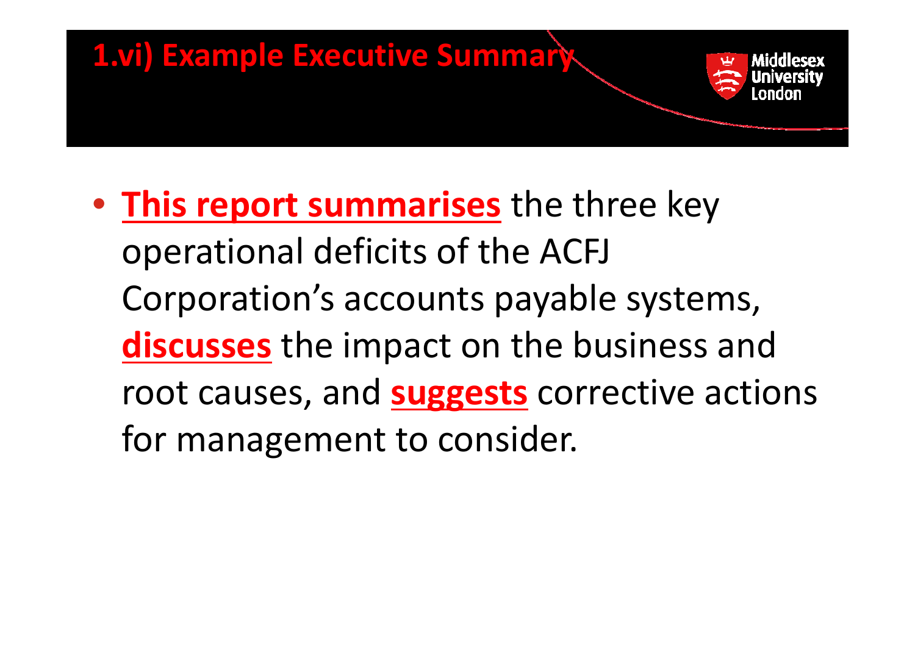# 1.vi) Example Executive Summary

- **This report summarises** the three key operational deficits of the ACFJ Corporation's accounts payable systems, **discusses** the impact on the business and root causes, and **suggests** corrective actions for management to consider.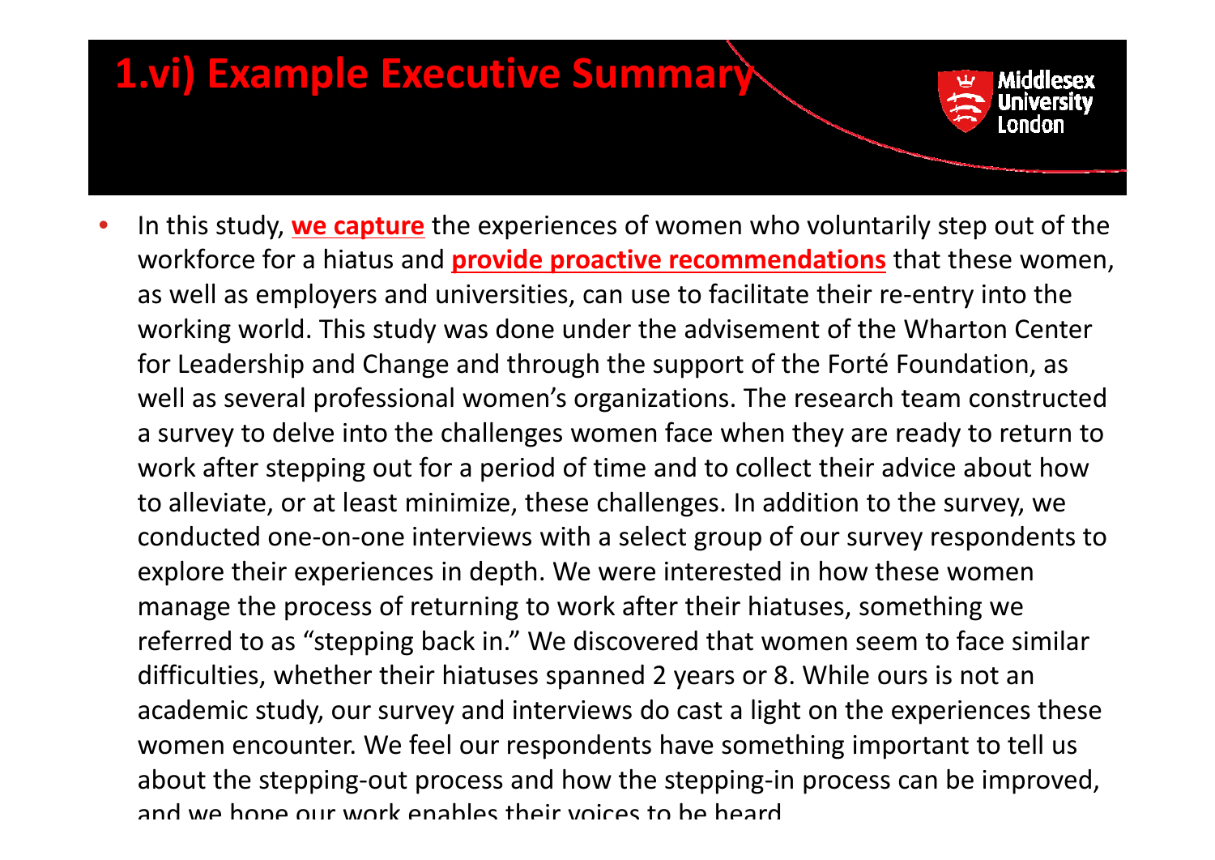# 1.vi) Example Executive Summary

- In this study, **we capture** the experiences of women who voluntarily step out of the workforce for a hiatus and **provide proactive recommendations** that these women, as well as employers and universities, can use to facilitate their re-entry into the working world. This study was done under the advisement of the Wharton Center for Leadership and Change and through the support of the Forté Foundation, as well as several professional women's organizations. The research team constructed a survey to delve into the challenges women face when they are ready to return to work after stepping out for a period of time and to collect their advice about how to alleviate, or at least minimize, these challenges. In addition to the survey, we conducted one-on-one interviews with a select group of our survey respondents to explore their experiences in depth. We were interested in how these women manage the process of returning to work after their hiatuses, something we referred to as "stepping back in." We discovered that women seem to face similar difficulties, whether their hiatuses spanned 2 years or 8. While ours is not an academic study, our survey and interviews do cast a light on the experiences these women encounter. We feel our respondents have something important to tell us about the stepping-out process and how the stepping-in process can be improved, and we hope our work enables their voices to be heard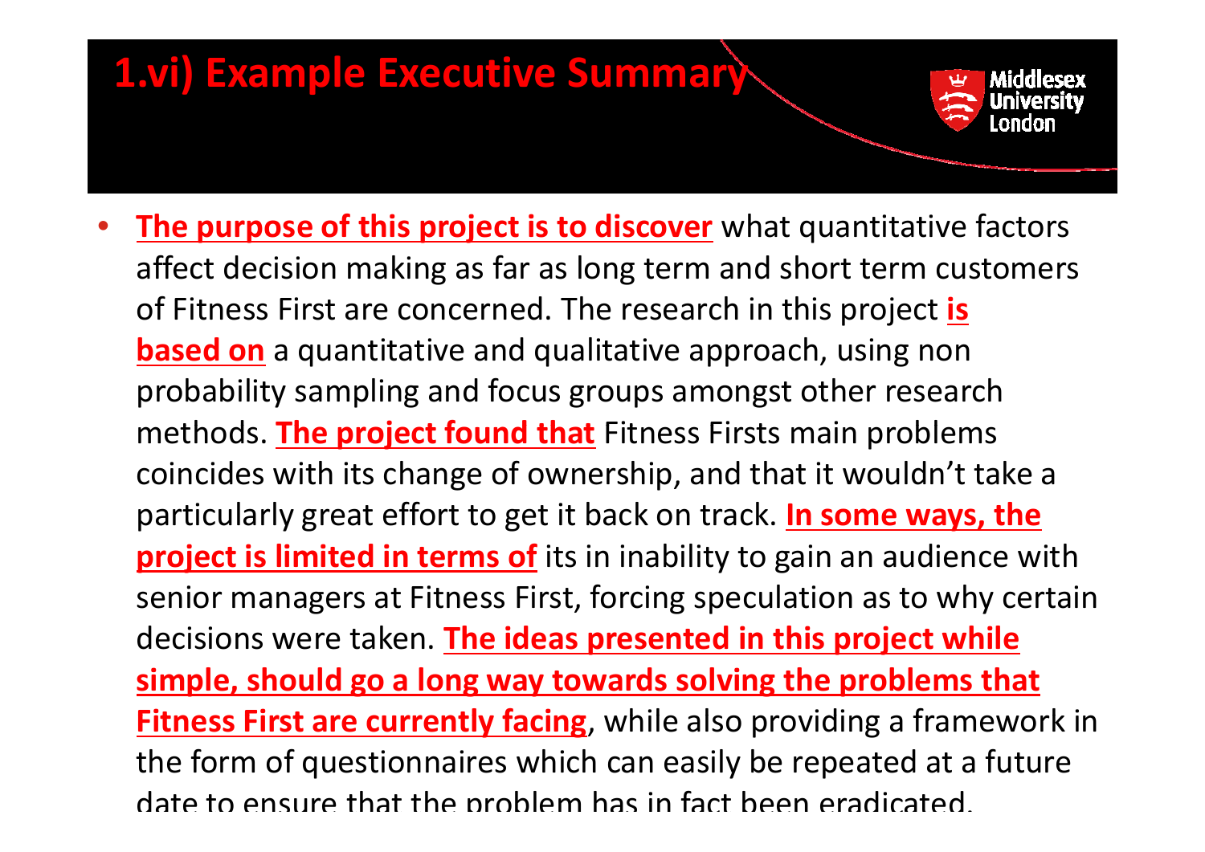# 1.vi) Example Executive Summary

- **The purpose of this project is to discover** what quantitative factors affect decision making as far as long term and short term customers of Fitness First are concerned. The research in this project **is based on** a quantitative and qualitative approach, using non probability sampling and focus groups amongst other research methods. **The project found that** Fitness Firsts main problems coincides with its change of ownership, and that it wouldn't take a particularly great effort to get it back on track. **In some ways, the project is limited in terms of** its in inability to gain an audience with senior managers at Fitness First, forcing speculation as to why certain decisions were taken. **The ideas presented in this project while simple, should go a long way towards solving the problems that Fitness First are currently facing**, while also providing a framework in the form of questionnaires which can easily be repeated at a future date to ensure that the problem has in fact been eradicated.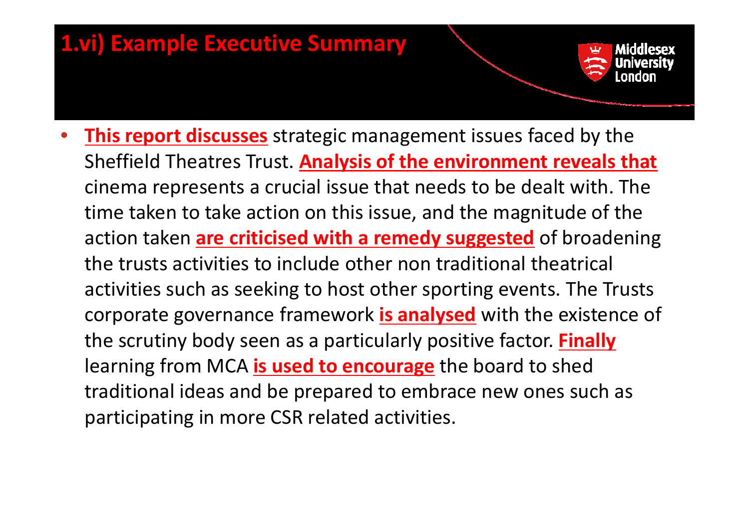# 1.vi) Example Executive Summary

- **This report discusses** strategic management issues faced by the Sheffield Theatres Trust. **Analysis of the environment reveals that** cinema represents a crucial issue that needs to be dealt with. The time taken to take action on this issue, and the magnitude of the action taken **are criticised with a remedy suggested** of broadening the trusts activities to include other non traditional theatrical activities such as seeking to host other sporting events. The Trusts corporate governance framework **is analysed** with the existence of the scrutiny body seen as a particularly positive factor. **Finally** learning from MCA **is used to encourage** the board to shed traditional ideas and be prepared to embrace new ones such as participating in more CSR related activities.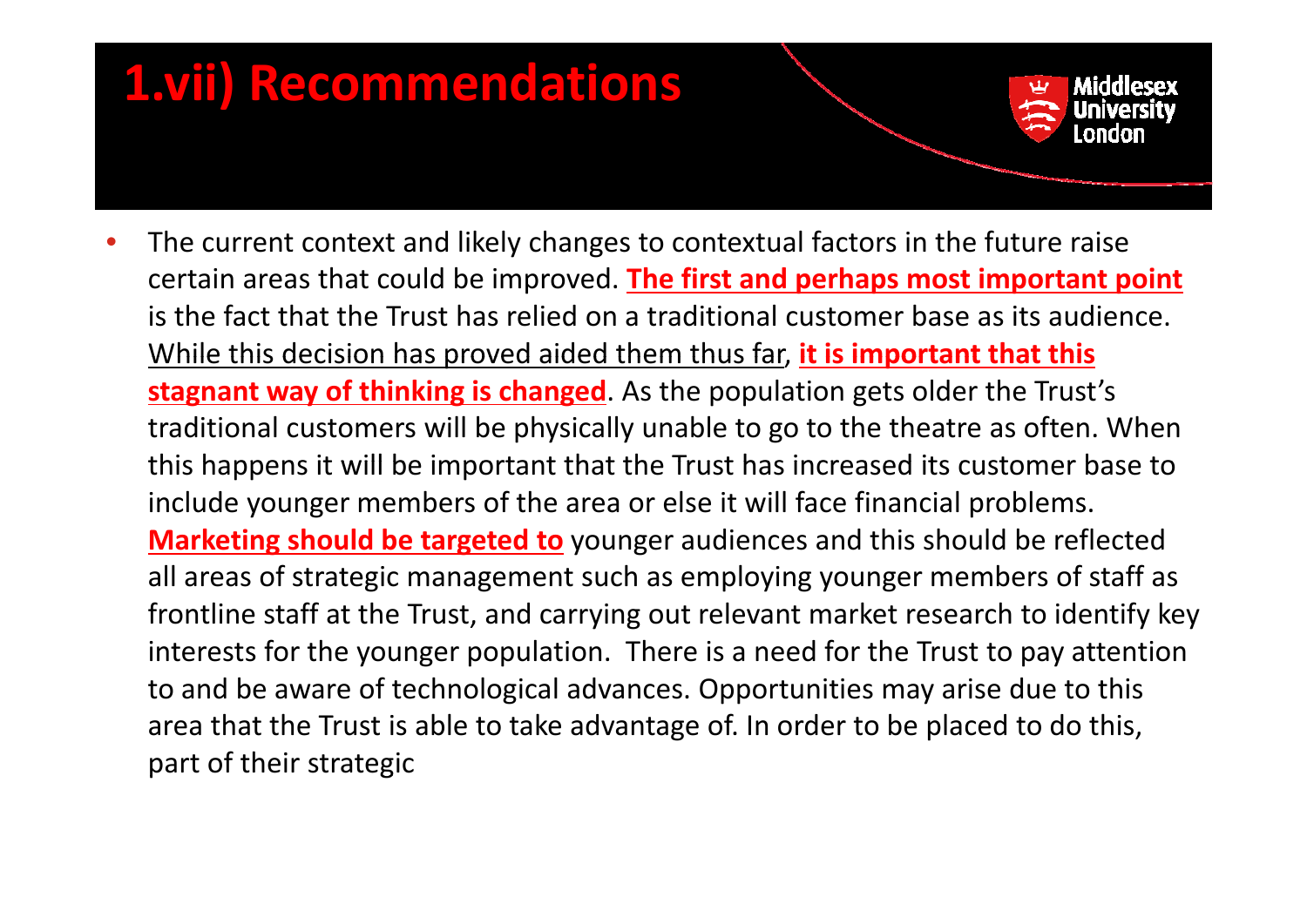# 1.vii) Recommendations

- The current context and likely changes to contextual factors in the future raise certain areas that could be improved. **The first and perhaps most important point** is the fact that the Trust has relied on a traditional customer base as its audience. While this decision has proved aided them thus far, **it is important that this stagnant way of thinking is changed**. As the population gets older the Trust's traditional customers will be physically unable to go to the theatre as often. When this happens it will be important that the Trust has increased its customer base to include younger members of the area or else it will face financial problems. **Marketing should be targeted to** younger audiences and this should be reflected all areas of strategic management such as employing younger members of staff as frontline staff at the Trust, and carrying out relevant market research to identify key interests for the younger population. There is a need for the Trust to pay attention to and be aware of technological advances. Opportunities may arise due to this area that the Trust is able to take advantage of. In order to be placed to do this, part of their strategic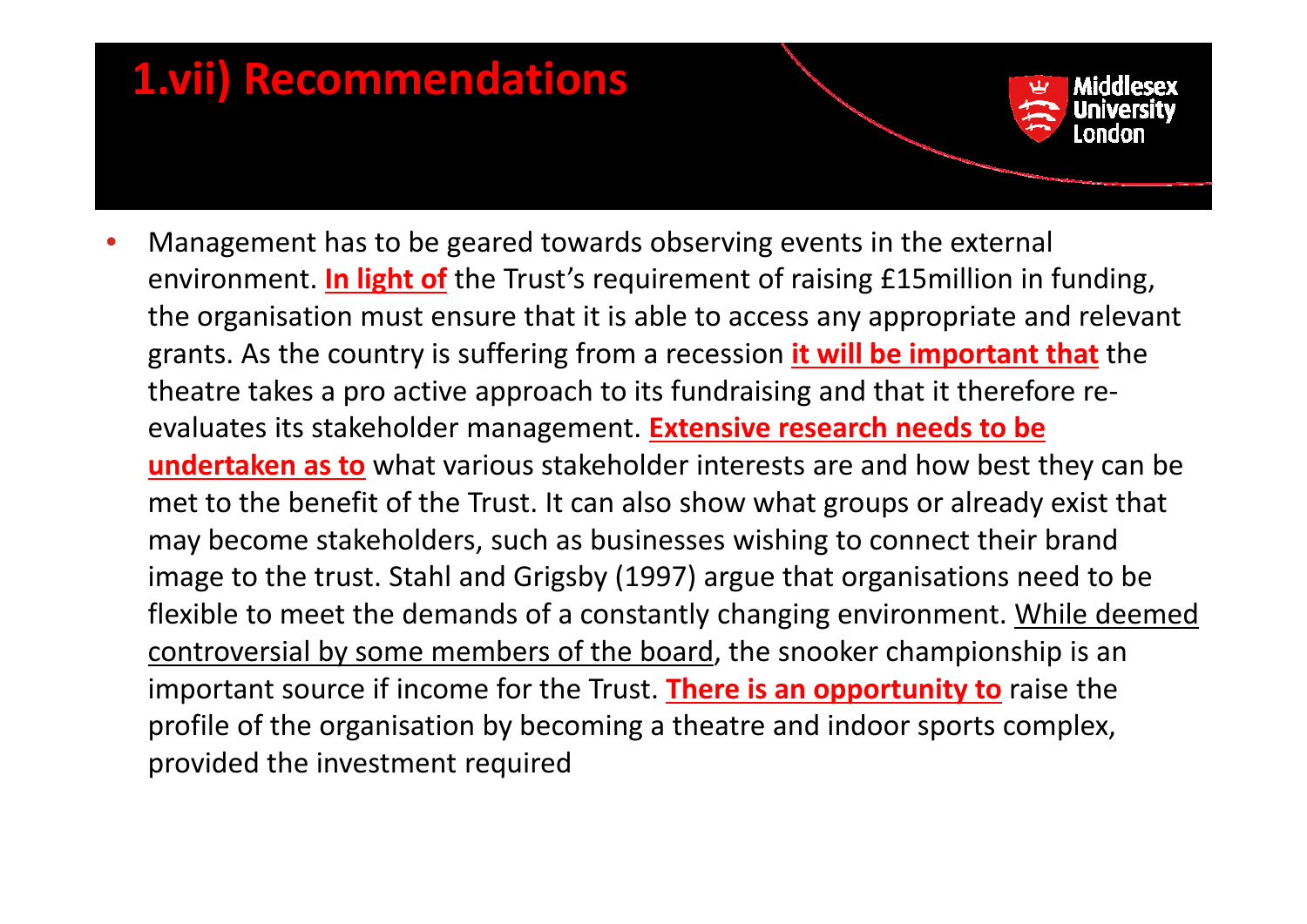# 1.vii) Recommendations

- Management has to be geared towards observing events in the external environment. **In light of** the Trust's requirement of raising £15million in funding, the organisation must ensure that it is able to access any appropriate and relevant grants. As the country is suffering from a recession **it will be important that** the theatre takes a pro active approach to its fundraising and that it therefore re-evaluates its stakeholder management. **Extensive research needs to be undertaken as to** what various stakeholder interests are and how best they can be met to the benefit of the Trust. It can also show what groups or already exist that may become stakeholders, such as businesses wishing to connect their brand image to the trust. Stahl and Grigsby (1997) argue that organisations need to be flexible to meet the demands of a constantly changing environment. While deemed controversial by some members of the board, the snooker championship is an important source if income for the Trust. **There is an opportunity to** raise the profile of the organisation by becoming a theatre and indoor sports complex, provided the investment required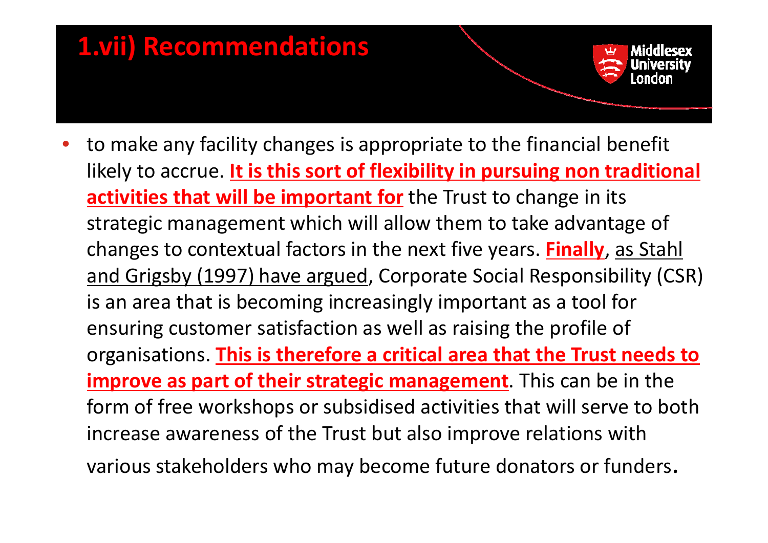# 1.vii) Recommendations

- to make any facility changes is appropriate to the financial benefit likely to accrue. **It is this sort of flexibility in pursuing non traditional activities that will be important for** the Trust to change in its strategic management which will allow them to take advantage of changes to contextual factors in the next five years. **Finally**, as Stahl and Grigsby (1997) have argued, Corporate Social Responsibility (CSR) is an area that is becoming increasingly important as a tool for ensuring customer satisfaction as well as raising the profile of organisations. **This is therefore a critical area that the Trust needs to improve as part of their strategic management**. This can be in the form of free workshops or subsidised activities that will serve to both increase awareness of the Trust but also improve relations with various stakeholders who may become future donators or funders.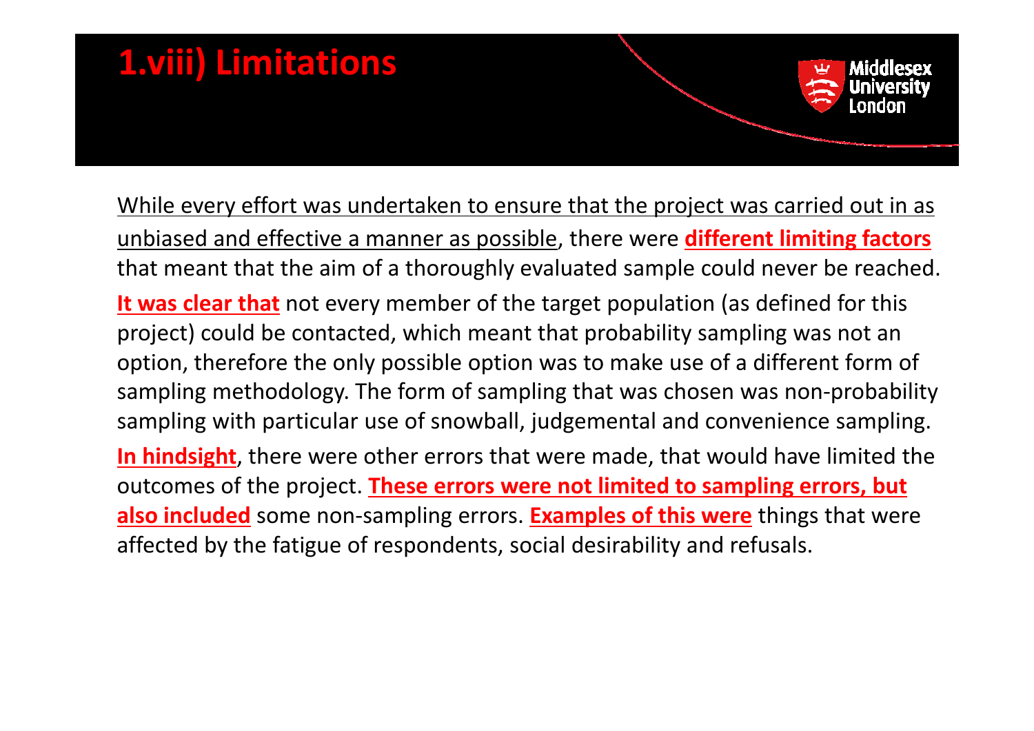# 1.viii) Limitations

While every effort was undertaken to ensure that the project was carried out in as unbiased and effective a manner as possible, there were **different limiting factors** that meant that the aim of a thoroughly evaluated sample could never be reached.

**It was clear that** not every member of the target population (as defined for this project) could be contacted, which meant that probability sampling was not an option, therefore the only possible option was to make use of a different form of sampling methodology. The form of sampling that was chosen was non-probability sampling with particular use of snowball, judgemental and convenience sampling.

**In hindsight**, there were other errors that were made, that would have limited the outcomes of the project. **These errors were not limited to sampling errors, but also included** some non-sampling errors. **Examples of this were** things that were affected by the fatigue of respondents, social desirability and refusals.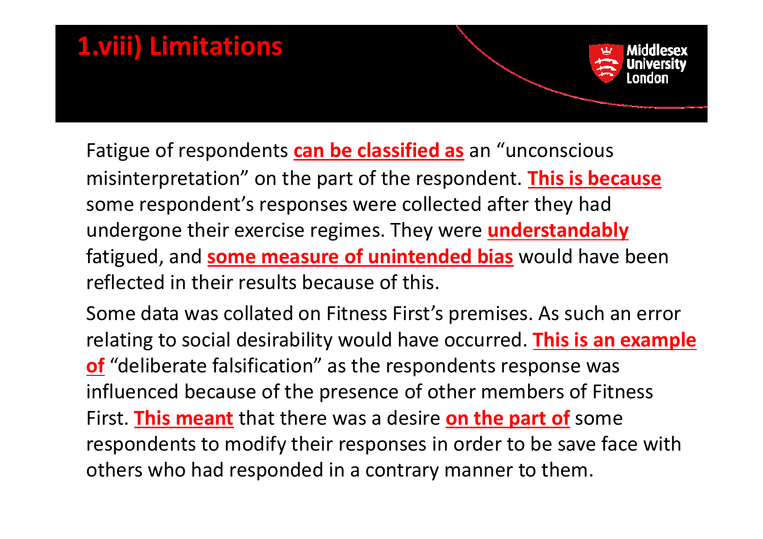# 1.viii) Limitations

Fatigue of respondents **can be classified as** an "unconscious misinterpretation" on the part of the respondent. **This is because** some respondent's responses were collected after they had undergone their exercise regimes. They were **understandably** fatigued, and **some measure of unintended bias** would have been reflected in their results because of this.

Some data was collated on Fitness First's premises. As such an error relating to social desirability would have occurred. **This is an example of** "deliberate falsification" as the respondents response was influenced because of the presence of other members of Fitness First. **This meant** that there was a desire **on the part of** some respondents to modify their responses in order to be save face with others who had responded in a contrary manner to them.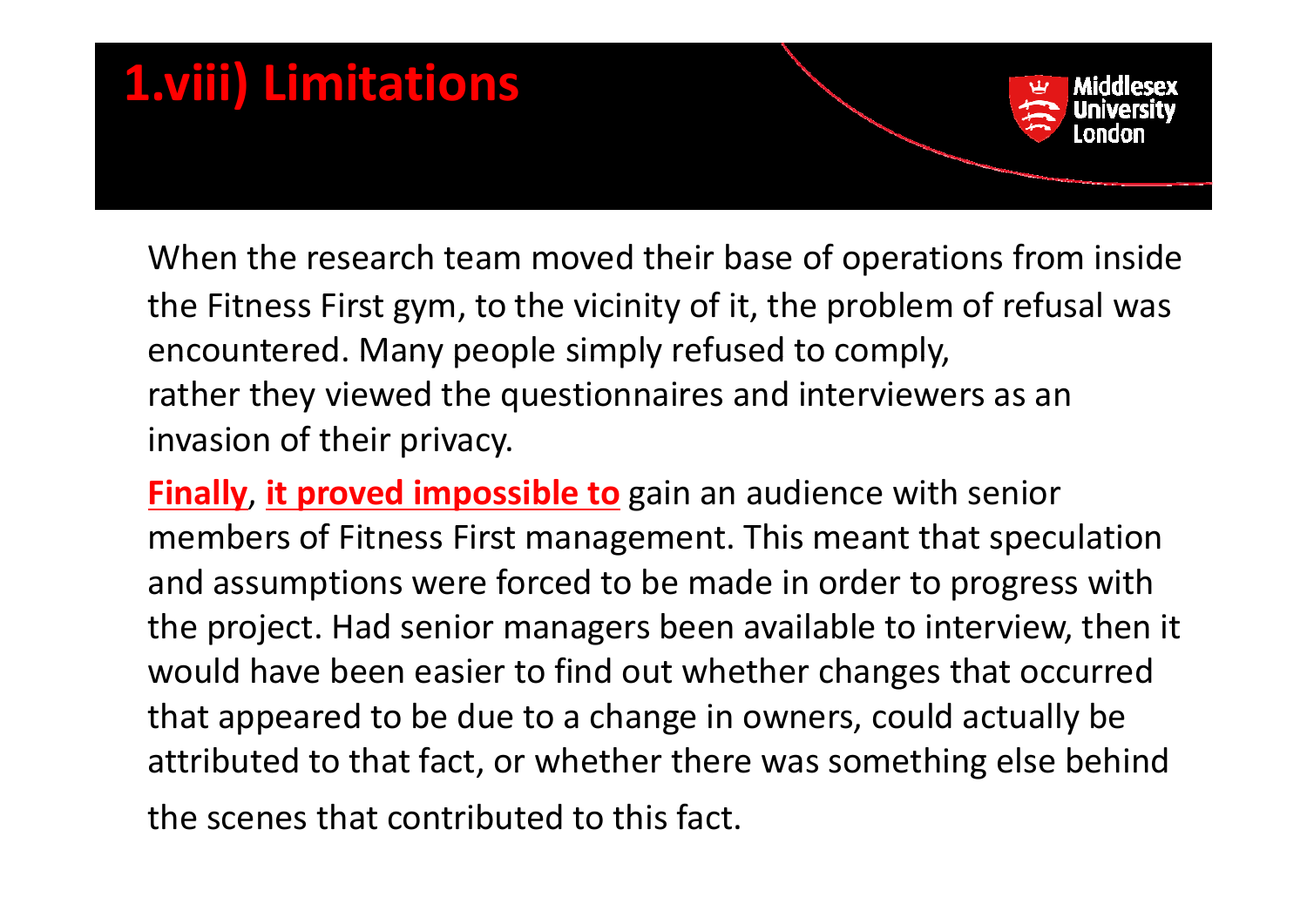# 1.viii) Limitations

When the research team moved their base of operations from inside the Fitness First gym, to the vicinity of it, the problem of refusal was encountered. Many people simply refused to comply, rather they viewed the questionnaires and interviewers as an invasion of their privacy.

**Finally**, **it proved impossible to** gain an audience with senior members of Fitness First management. This meant that speculation and assumptions were forced to be made in order to progress with the project. Had senior managers been available to interview, then it would have been easier to find out whether changes that occurred that appeared to be due to a change in owners, could actually be attributed to that fact, or whether there was something else behind the scenes that contributed to this fact.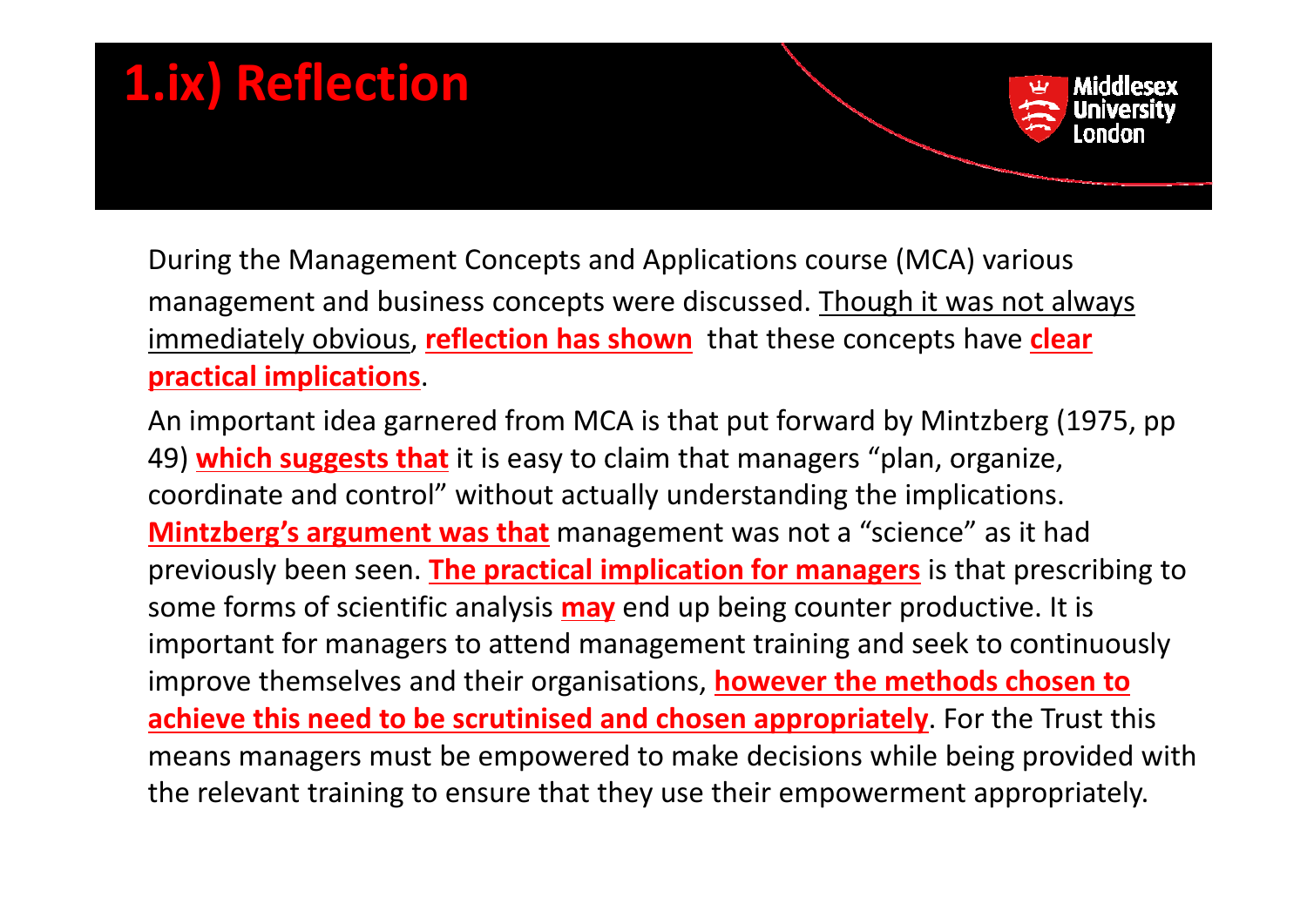# 1.ix) Reflection

During the Management Concepts and Applications course (MCA) various management and business concepts were discussed. Though it was not always immediately obvious, **reflection has shown** that these concepts have **clear practical implications**.

An important idea garnered from MCA is that put forward by Mintzberg (1975, pp 49) **which suggests that** it is easy to claim that managers "plan, organize, coordinate and control" without actually understanding the implications. **Mintzberg's argument was that** management was not a "science" as it had previously been seen. **The practical implication for managers** is that prescribing to some forms of scientific analysis **may** end up being counter productive. It is important for managers to attend management training and seek to continuously improve themselves and their organisations, **however the methods chosen to achieve this need to be scrutinised and chosen appropriately**. For the Trust this means managers must be empowered to make decisions while being provided with the relevant training to ensure that they use their empowerment appropriately.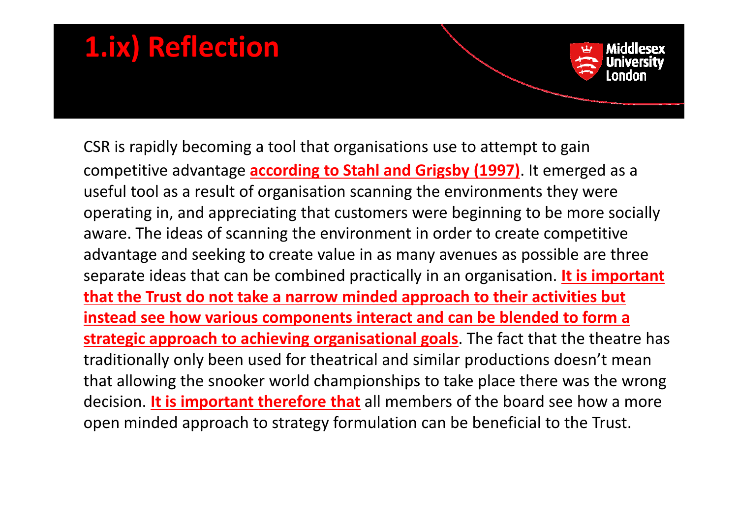# 1.ix) Reflection

CSR is rapidly becoming a tool that organisations use to attempt to gain competitive advantage **according to Stahl and Grigsby (1997)**. It emerged as a useful tool as a result of organisation scanning the environments they were operating in, and appreciating that customers were beginning to be more socially aware. The ideas of scanning the environment in order to create competitive advantage and seeking to create value in as many avenues as possible are three separate ideas that can be combined practically in an organisation. **It is important that the Trust do not take a narrow minded approach to their activities but instead see how various components interact and can be blended to form a strategic approach to achieving organisational goals**. The fact that the theatre has traditionally only been used for theatrical and similar productions doesn't mean that allowing the snooker world championships to take place there was the wrong decision. **It is important therefore that** all members of the board see how a more open minded approach to strategy formulation can be beneficial to the Trust.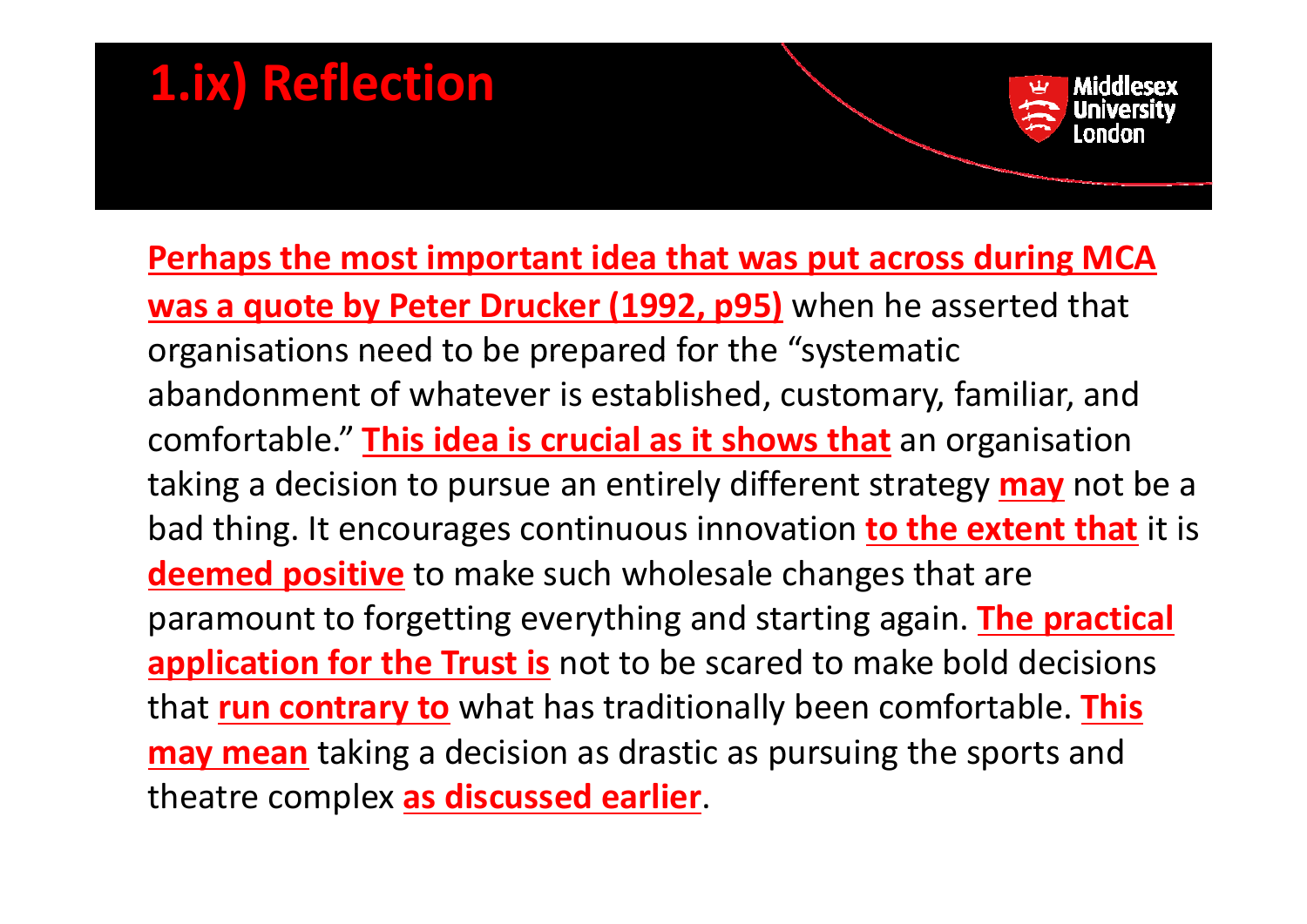# 1.ix) Reflection

**<u>Perhaps the most important idea that was put across during MCA was a quote by Peter Drucker (1992, p95)</u>** when he asserted that organisations need to be prepared for the "systematic abandonment of whatever is established, customary, familiar, and comfortable." **<u>This idea is crucial as it shows that</u>** an organisation taking a decision to pursue an entirely different strategy **<u>may</u>** not be a bad thing. It encourages continuous innovation **<u>to the extent that</u>** it is **<u>deemed positive</u>** to make such wholesale changes that are paramount to forgetting everything and starting again. **<u>The practical application for the Trust is</u>** not to be scared to make bold decisions that **<u>run contrary to</u>** what has traditionally been comfortable. **<u>This may mean</u>** taking a decision as drastic as pursuing the sports and theatre complex **<u>as discussed earlier</u>**.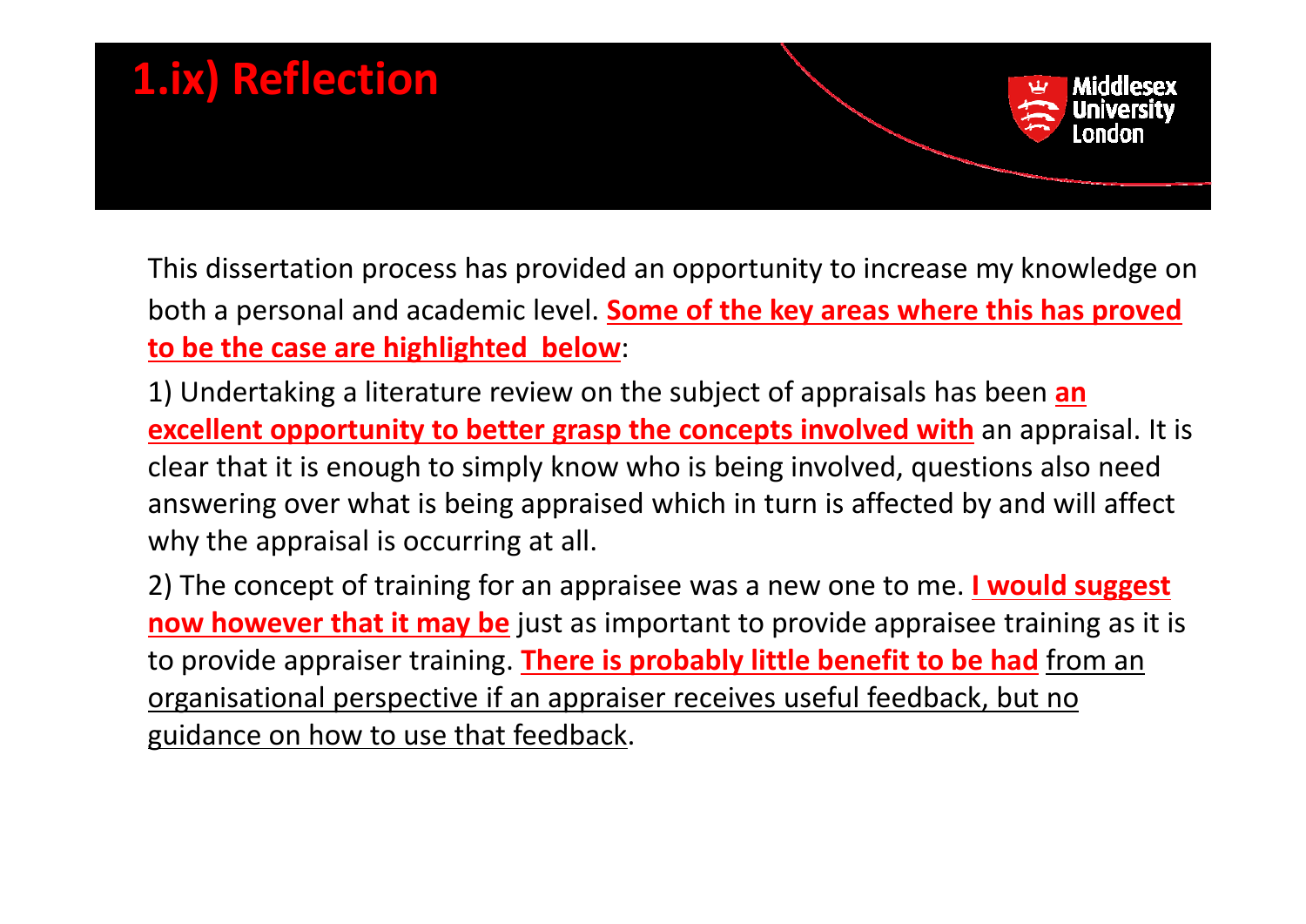# 1.ix) Reflection

This dissertation process has provided an opportunity to increase my knowledge on both a personal and academic level. **Some of the key areas where this has proved to be the case are highlighted below**:

1) Undertaking a literature review on the subject of appraisals has been **an excellent opportunity to better grasp the concepts involved with** an appraisal. It is clear that it is enough to simply know who is being involved, questions also need answering over what is being appraised which in turn is affected by and will affect why the appraisal is occurring at all.

2) The concept of training for an appraisee was a new one to me. **I would suggest now however that it may be** just as important to provide appraisee training as it is to provide appraiser training. **There is probably little benefit to be had** from an organisational perspective if an appraiser receives useful feedback, but no guidance on how to use that feedback.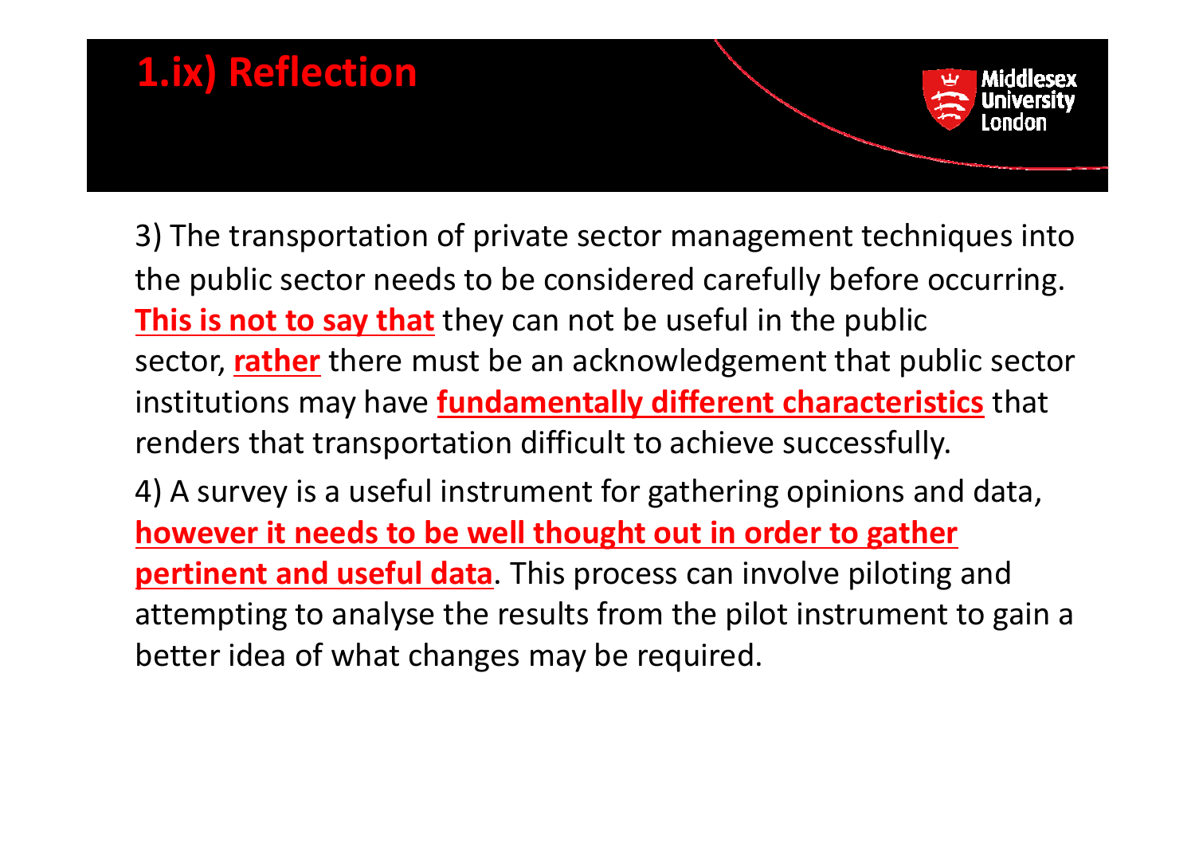# 1.ix) Reflection

3) The transportation of private sector management techniques into the public sector needs to be considered carefully before occurring. **This is not to say that** they can not be useful in the public sector, **rather** there must be an acknowledgement that public sector institutions may have **fundamentally different characteristics** that renders that transportation difficult to achieve successfully.

4) A survey is a useful instrument for gathering opinions and data, **however it needs to be well thought out in order to gather pertinent and useful data**. This process can involve piloting and attempting to analyse the results from the pilot instrument to gain a better idea of what changes may be required.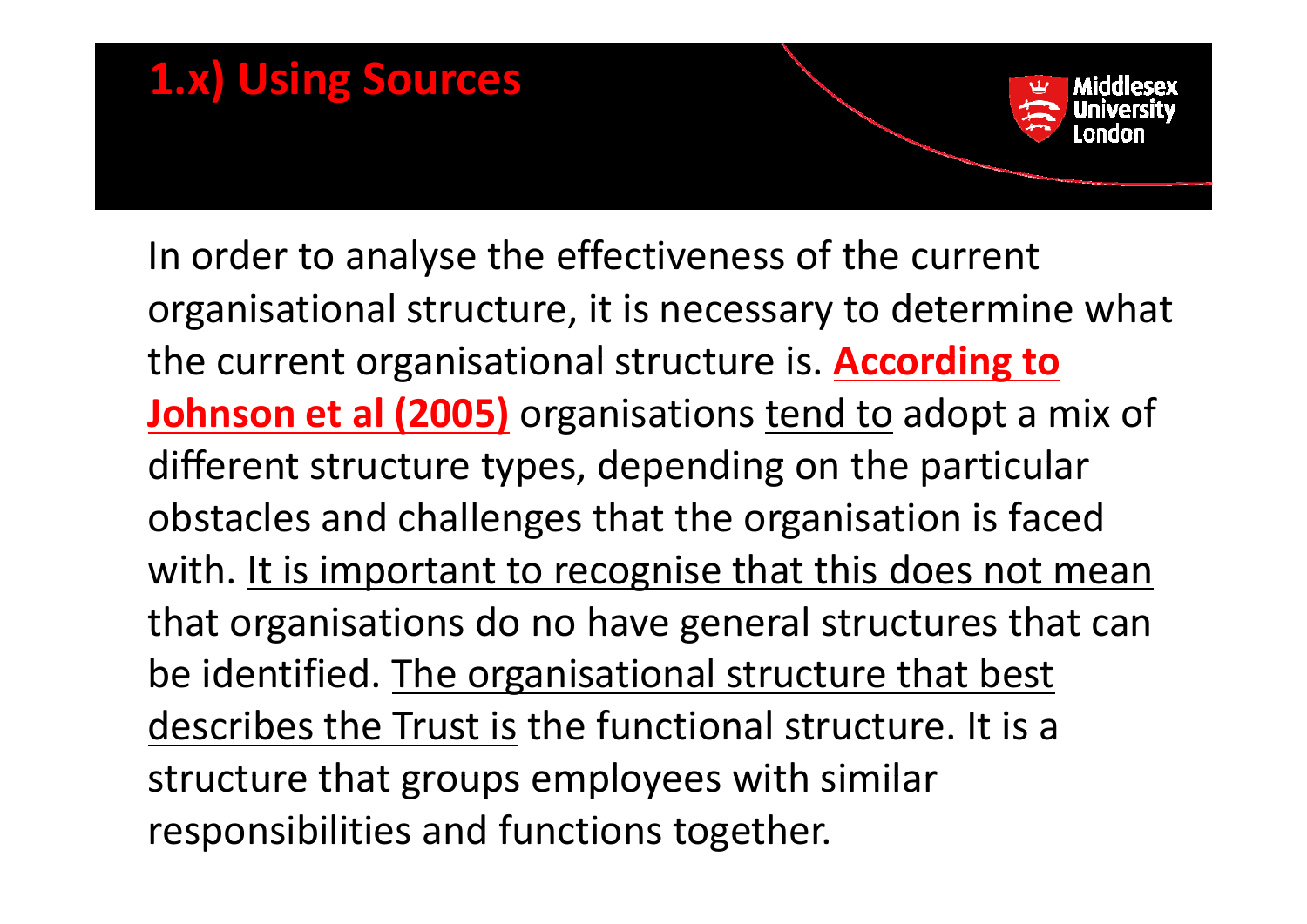# 1.x) Using Sources

In order to analyse the effectiveness of the current organisational structure, it is necessary to determine what the current organisational structure is. **According to Johnson et al (2005)** organisations tend to adopt a mix of different structure types, depending on the particular obstacles and challenges that the organisation is faced with. It is important to recognise that this does not mean that organisations do no have general structures that can be identified. The organisational structure that best describes the Trust is the functional structure. It is a structure that groups employees with similar responsibilities and functions together.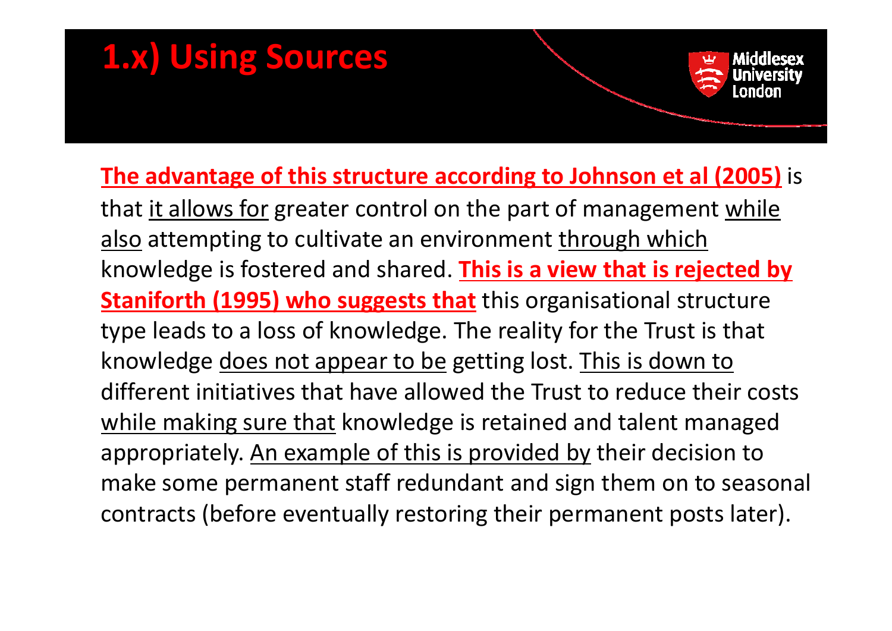# 1.x) Using Sources

**<u>The advantage of this structure according to Johnson et al (2005)</u>** is that <u>it allows for</u> greater control on the part of management <u>while also</u> attempting to cultivate an environment <u>through which</u> knowledge is fostered and shared. **<u>This is a view that is rejected by Staniforth (1995) who suggests that</u>** this organisational structure type leads to a loss of knowledge. The reality for the Trust is that knowledge <u>does not appear to be</u> getting lost. <u>This is down to</u> different initiatives that have allowed the Trust to reduce their costs <u>while making sure that</u> knowledge is retained and talent managed appropriately. <u>An example of this is provided by</u> their decision to make some permanent staff redundant and sign them on to seasonal contracts (before eventually restoring their permanent posts later).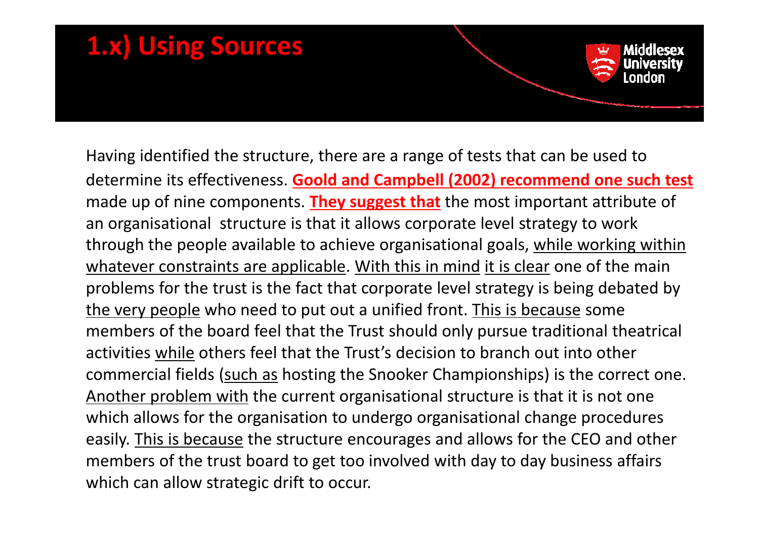# 1.x) Using Sources

Having identified the structure, there are a range of tests that can be used to determine its effectiveness. **Goold and Campbell (2002) recommend one such test** made up of nine components. **They suggest that** the most important attribute of an organisational structure is that it allows corporate level strategy to work through the people available to achieve organisational goals, while working within whatever constraints are applicable. With this in mind it is clear one of the main problems for the trust is the fact that corporate level strategy is being debated by the very people who need to put out a unified front. This is because some members of the board feel that the Trust should only pursue traditional theatrical activities while others feel that the Trust's decision to branch out into other commercial fields (such as hosting the Snooker Championships) is the correct one. Another problem with the current organisational structure is that it is not one which allows for the organisation to undergo organisational change procedures easily. This is because the structure encourages and allows for the CEO and other members of the trust board to get too involved with day to day business affairs which can allow strategic drift to occur.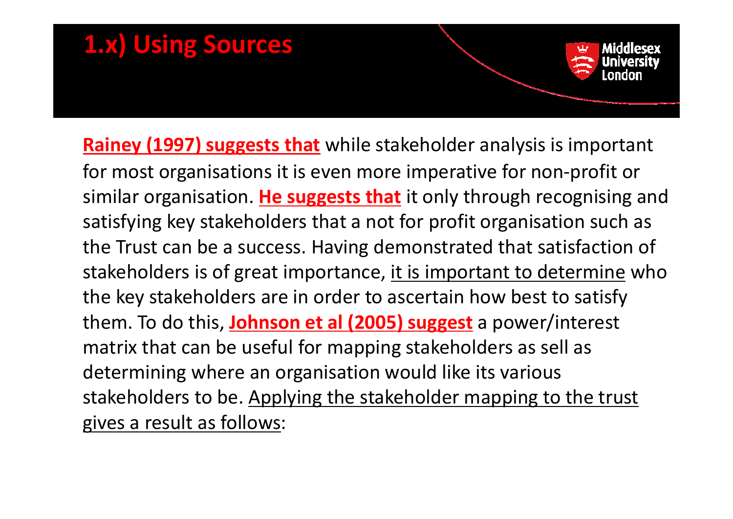# 1.x) Using Sources

**<u>Rainey (1997) suggests that</u>** while stakeholder analysis is important for most organisations it is even more imperative for non-profit or similar organisation. **<u>He suggests that</u>** it only through recognising and satisfying key stakeholders that a not for profit organisation such as the Trust can be a success. Having demonstrated that satisfaction of stakeholders is of great importance, <u>it is important to determine</u> who the key stakeholders are in order to ascertain how best to satisfy them. To do this, **<u>Johnson et al (2005) suggest</u>** a power/interest matrix that can be useful for mapping stakeholders as sell as determining where an organisation would like its various stakeholders to be. <u>Applying the stakeholder mapping to the trust gives a result as follows</u>: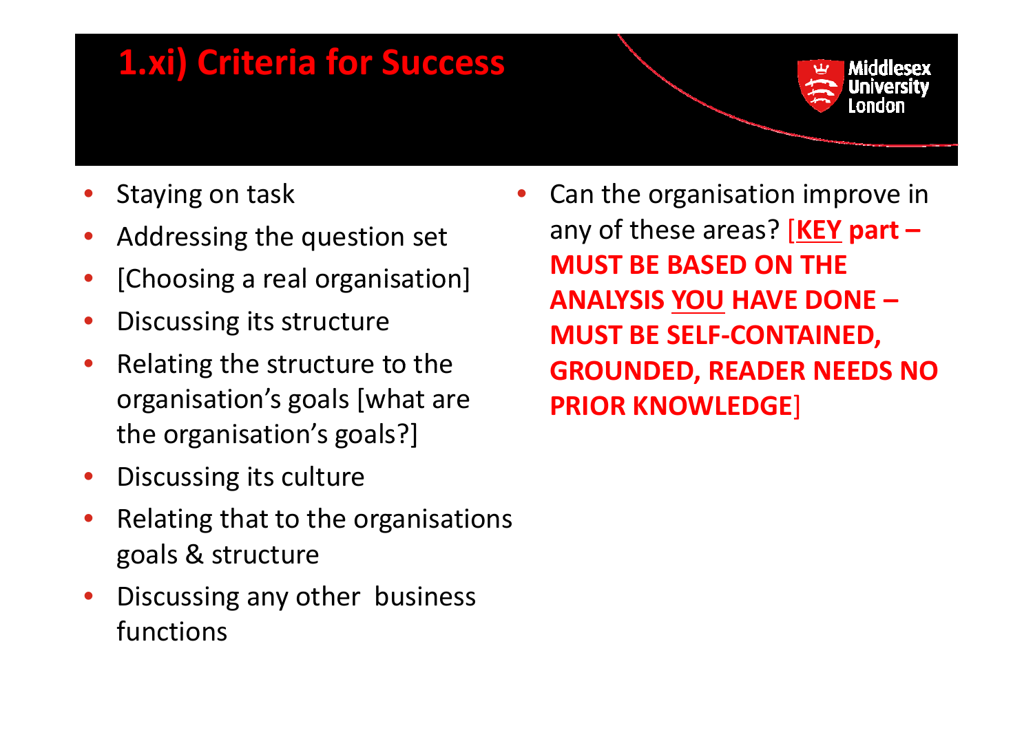# 1.xi) Criteria for Success

- Staying on task
- Addressing the question set
- [Choosing a real organisation]
- Discussing its structure
- Relating the structure to the organisation's goals [what are the organisation's goals?]
- Discussing its culture
- Relating that to the organisations goals & structure
- Discussing any other business functions
- Can the organisation improve in any of these areas? **[KEY part – MUST BE BASED ON THE ANALYSIS YOU HAVE DONE – MUST BE SELF-CONTAINED, GROUNDED, READER NEEDS NO PRIOR KNOWLEDGE]**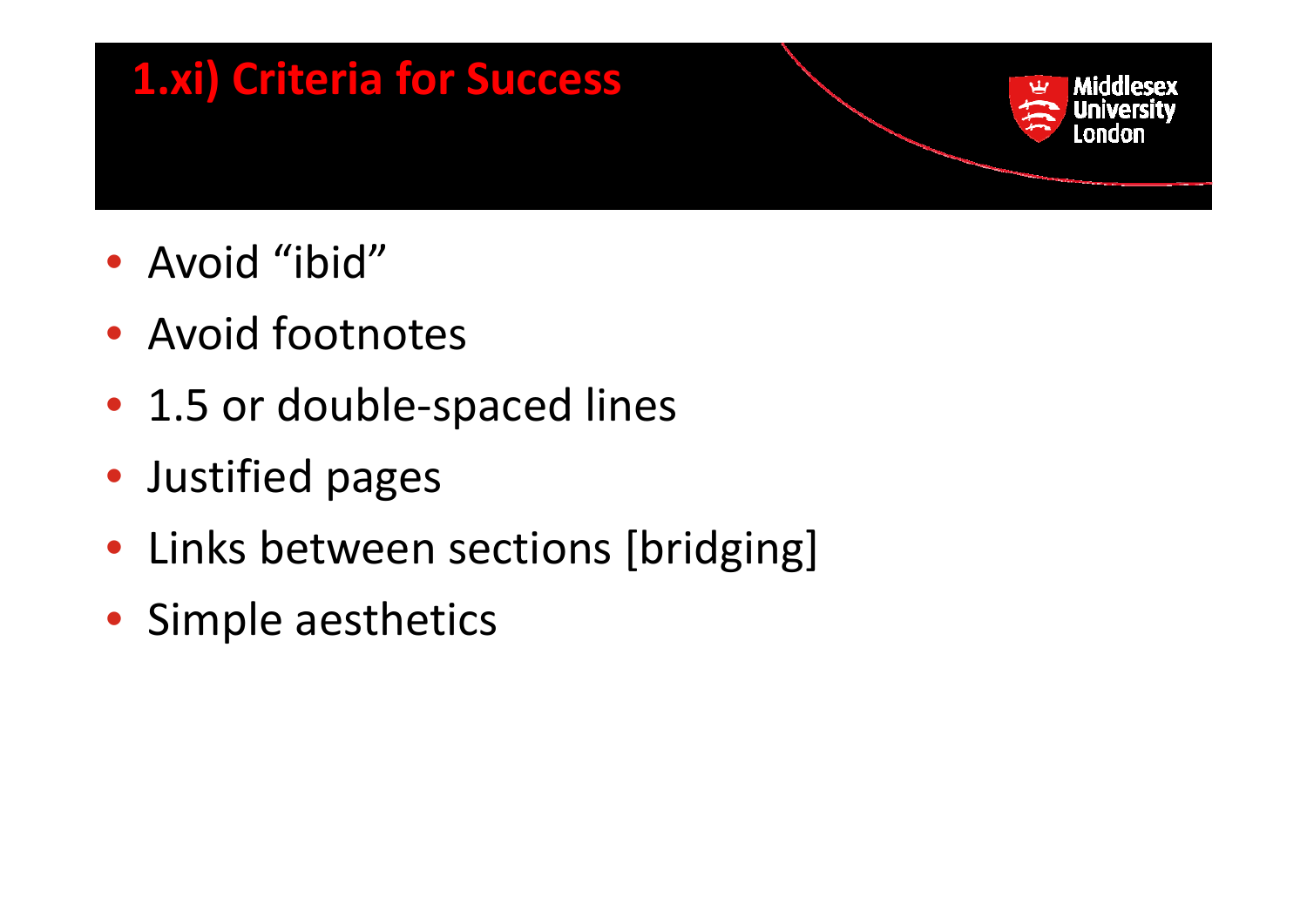# 1.xi) Criteria for Success

- Avoid “ibid”
- Avoid footnotes
- 1.5 or double-spaced lines
- Justified pages
- Links between sections [bridging]
- Simple aesthetics